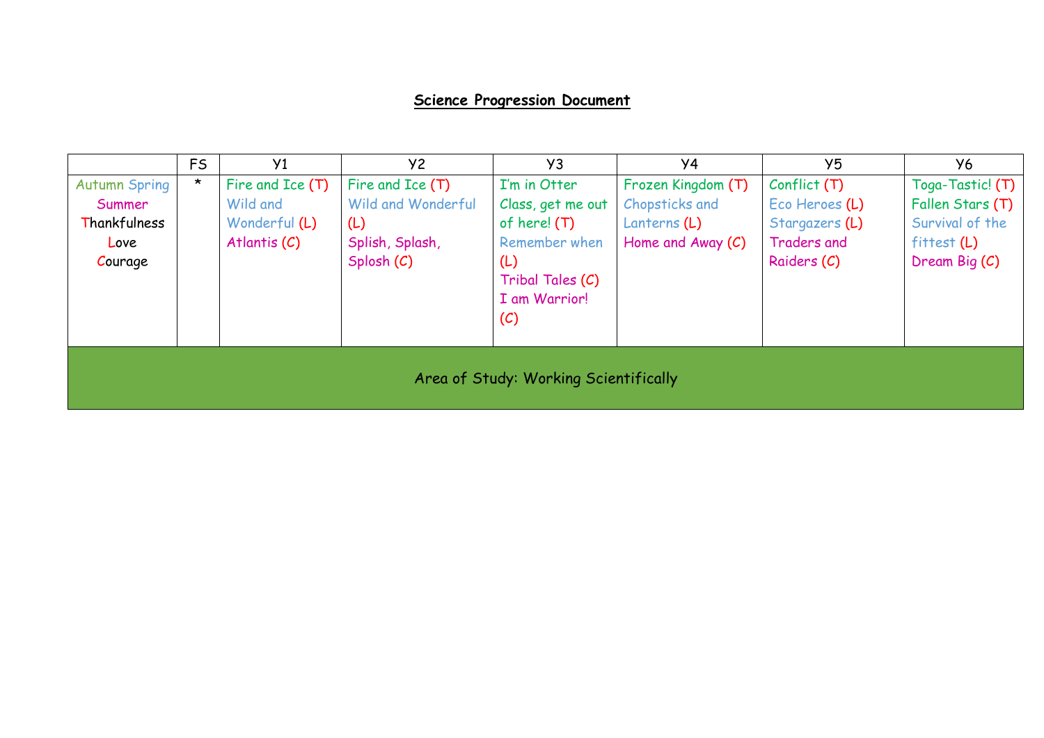**Science Progression Document**

| | FS | Y1 | Y2 | Y3 | Y4 | Y5 | Y6 |
|---|---|---|---|---|---|---|---|
| Autumn Spring Summer Thankfulness Love Courage | * | Fire and Ice (T) Wild and Wonderful (L) Atlantis (C) | Fire and Ice (T) Wild and Wonderful (L) Splish, Splash, Splosh (C) | I'm in Otter Class, get me out of here! (T) Remember when (L) Tribal Tales (C) I am Warrior! (C) | Frozen Kingdom (T) Chopsticks and Lanterns (L) Home and Away (C) | Conflict (T) Eco Heroes (L) Stargazers (L) Traders and Raiders (C) | Toga-Tastic! (T) Fallen Stars (T) Survival of the fittest (L) Dream Big (C) |
| Area of Study: Working Scientifically | | | | | | | |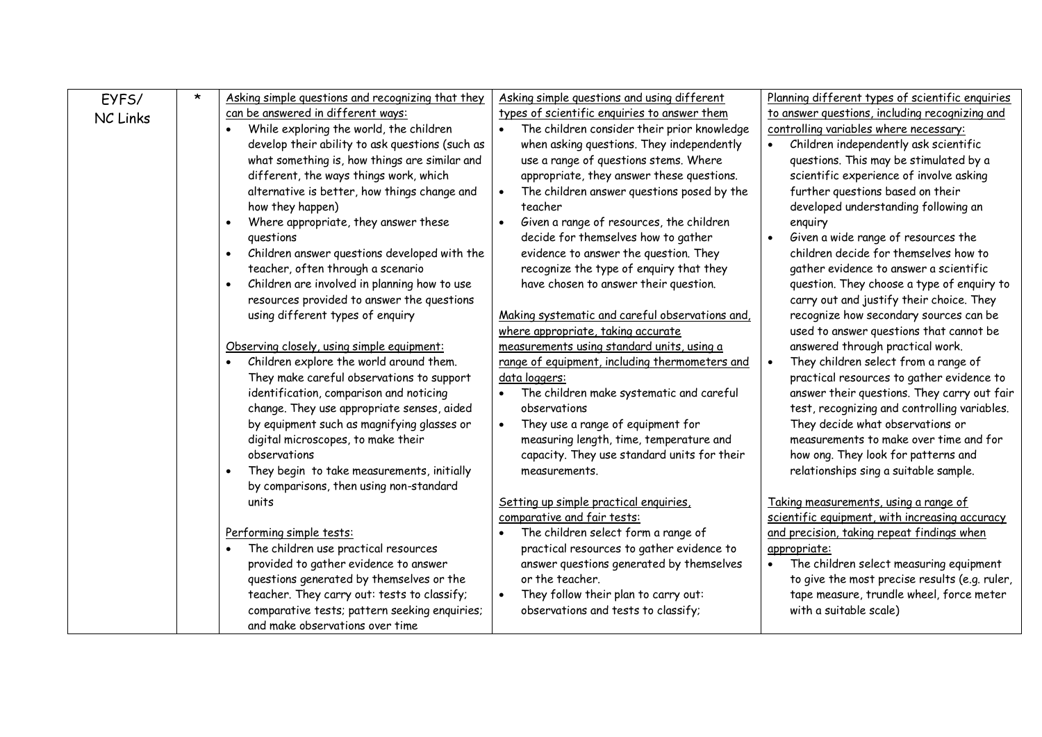| EYFS/ NC Links | * | <u>Asking simple questions and recognizing that they can be answered in different ways:</u><br>• While exploring the world, the children develop their ability to ask questions (such as what something is, how things are similar and different, the ways things work, which alternative is better, how things change and how they happen)<br>• Where appropriate, they answer these questions<br>• Children answer questions developed with the teacher, often through a scenario<br>• Children are involved in planning how to use resources provided to answer the questions using different types of enquiry<br><br><u>Observing closely, using simple equipment:</u><br>• Children explore the world around them. They make careful observations to support identification, comparison and noticing change. They use appropriate senses, aided by equipment such as magnifying glasses or digital microscopes, to make their observations<br>• They begin to take measurements, initially by comparisons, then using non-standard units<br><br><u>Performing simple tests:</u><br>• The children use practical resources provided to gather evidence to answer questions generated by themselves or the teacher. They carry out: tests to classify; comparative tests; pattern seeking enquiries; and make observations over time | <u>Asking simple questions and using different types of scientific enquiries to answer them</u><br>• The children consider their prior knowledge when asking questions. They independently use a range of questions stems. Where appropriate, they answer these questions.<br>• The children answer questions posed by the teacher<br>• Given a range of resources, the children decide for themselves how to gather evidence to answer the question. They recognize the type of enquiry that they have chosen to answer their question.<br><br><u>Making systematic and careful observations and, where appropriate, taking accurate measurements using standard units, using a range of equipment, including thermometers and data loggers:</u><br>• The children make systematic and careful observations<br>• They use a range of equipment for measuring length, time, temperature and capacity. They use standard units for their measurements.<br><br><u>Setting up simple practical enquiries, comparative and fair tests:</u><br>• The children select form a range of practical resources to gather evidence to answer questions generated by themselves or the teacher.<br>• They follow their plan to carry out: observations and tests to classify; | <u>Planning different types of scientific enquiries to answer questions, including recognizing and controlling variables where necessary:</u><br>• Children independently ask scientific questions. This may be stimulated by a scientific experience of involve asking further questions based on their developed understanding following an enquiry<br>• Given a wide range of resources the children decide for themselves how to gather evidence to answer a scientific question. They choose a type of enquiry to carry out and justify their choice. They recognize how secondary sources can be used to answer questions that cannot be answered through practical work.<br>• They children select from a range of practical resources to gather evidence to answer their questions. They carry out fair test, recognizing and controlling variables. They decide what observations or measurements to make over time and for how ong. They look for patterns and relationships sing a suitable sample.<br><br><u>Taking measurements, using a range of scientific equipment, with increasing accuracy and precision, taking repeat findings when appropriate:</u><br>• The children select measuring equipment to give the most precise results (e.g. ruler, tape measure, trundle wheel, force meter with a suitable scale) |
|---|---|---|---|---|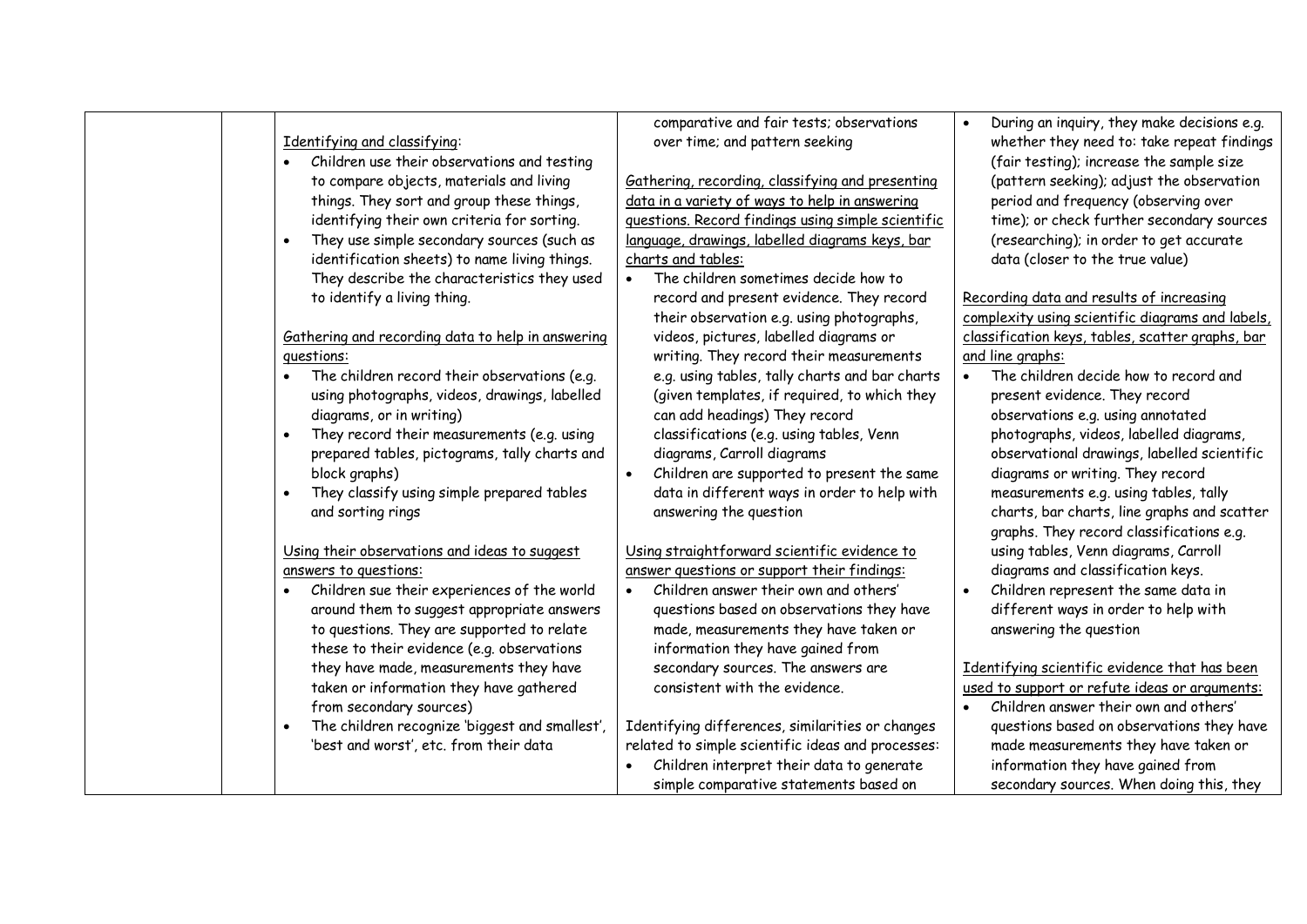| | | | | |
|---|---|---|---|---|
| | | <u>Identifying and classifying</u>:<br>• Children use their observations and testing to compare objects, materials and living things. They sort and group these things, identifying their own criteria for sorting.<br>• They use simple secondary sources (such as identification sheets) to name living things. They describe the characteristics they used to identify a living thing.<br><br><u>Gathering and recording data to help in answering questions:</u><br>• The children record their observations (e.g. using photographs, videos, drawings, labelled diagrams, or in writing)<br>• They record their measurements (e.g. using prepared tables, pictograms, tally charts and block graphs)<br>• They classify using simple prepared tables and sorting rings<br><br><u>Using their observations and ideas to suggest answers to questions:</u><br>• Children sue their experiences of the world around them to suggest appropriate answers to questions. They are supported to relate these to their evidence (e.g. observations they have made, measurements they have taken or information they have gathered from secondary sources)<br>• The children recognize 'biggest and smallest', 'best and worst', etc. from their data | comparative and fair tests; observations over time; and pattern seeking<br><br><u>Gathering, recording, classifying and presenting data in a variety of ways to help in answering questions. Record findings using simple scientific language, drawings, labelled diagrams keys, bar charts and tables:</u><br>• The children sometimes decide how to record and present evidence. They record their observation e.g. using photographs, videos, pictures, labelled diagrams or writing. They record their measurements e.g. using tables, tally charts and bar charts (given templates, if required, to which they can add headings) They record classifications (e.g. using tables, Venn diagrams, Carroll diagrams<br>• Children are supported to present the same data in different ways in order to help with answering the question<br><br><u>Using straightforward scientific evidence to answer questions or support their findings:</u><br>• Children answer their own and others' questions based on observations they have made, measurements they have taken or information they have gained from secondary sources. The answers are consistent with the evidence.<br><br>Identifying differences, similarities or changes related to simple scientific ideas and processes:<br>• Children interpret their data to generate simple comparative statements based on | • During an inquiry, they make decisions e.g. whether they need to: take repeat findings (fair testing); increase the sample size (pattern seeking); adjust the observation period and frequency (observing over time); or check further secondary sources (researching); in order to get accurate data (closer to the true value)<br><br><u>Recording data and results of increasing complexity using scientific diagrams and labels, classification keys, tables, scatter graphs, bar and line graphs:</u><br>• The children decide how to record and present evidence. They record observations e.g. using annotated photographs, videos, labelled diagrams, observational drawings, labelled scientific diagrams or writing. They record measurements e.g. using tables, tally charts, bar charts, line graphs and scatter graphs. They record classifications e.g. using tables, Venn diagrams, Carroll diagrams and classification keys.<br>• Children represent the same data in different ways in order to help with answering the question<br><br><u>Identifying scientific evidence that has been used to support or refute ideas or arguments:</u><br>• Children answer their own and others' questions based on observations they have made measurements they have taken or information they have gained from secondary sources. When doing this, they |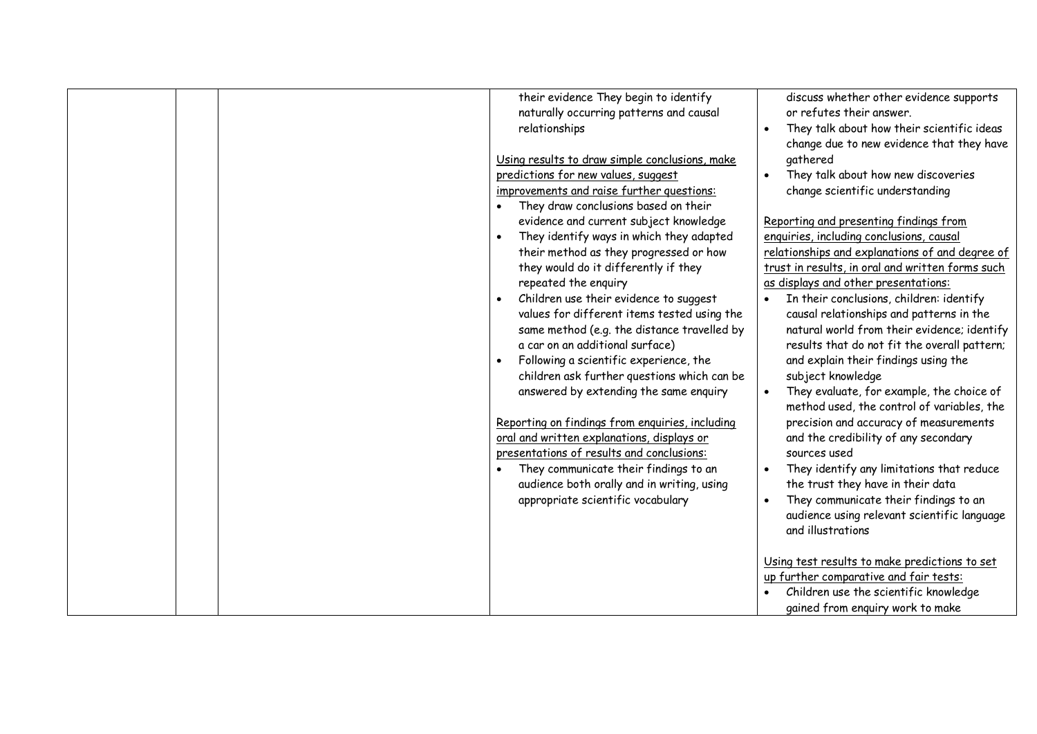|  |  |  | their evidence They begin to identify naturally occurring patterns and causal relationships<br><br><u>Using results to draw simple conclusions, make predictions for new values, suggest improvements and raise further questions:</u><br>• They draw conclusions based on their evidence and current subject knowledge<br>• They identify ways in which they adapted their method as they progressed or how they would do it differently if they repeated the enquiry<br>• Children use their evidence to suggest values for different items tested using the same method (e.g. the distance travelled by a car on an additional surface)<br>• Following a scientific experience, the children ask further questions which can be answered by extending the same enquiry<br><br><u>Reporting on findings from enquiries, including oral and written explanations, displays or presentations of results and conclusions:</u><br>• They communicate their findings to an audience both orally and in writing, using appropriate scientific vocabulary | discuss whether other evidence supports or refutes their answer.<br>• They talk about how their scientific ideas change due to new evidence that they have gathered<br>• They talk about how new discoveries change scientific understanding<br><br><u>Reporting and presenting findings from enquiries, including conclusions, causal relationships and explanations of and degree of trust in results, in oral and written forms such as displays and other presentations:</u><br>• In their conclusions, children: identify causal relationships and patterns in the natural world from their evidence; identify results that do not fit the overall pattern; and explain their findings using the subject knowledge<br>• They evaluate, for example, the choice of method used, the control of variables, the precision and accuracy of measurements and the credibility of any secondary sources used<br>• They identify any limitations that reduce the trust they have in their data<br>• They communicate their findings to an audience using relevant scientific language and illustrations<br><br><u>Using test results to make predictions to set up further comparative and fair tests:</u><br>• Children use the scientific knowledge gained from enquiry work to make |
|---|---|---|---|---|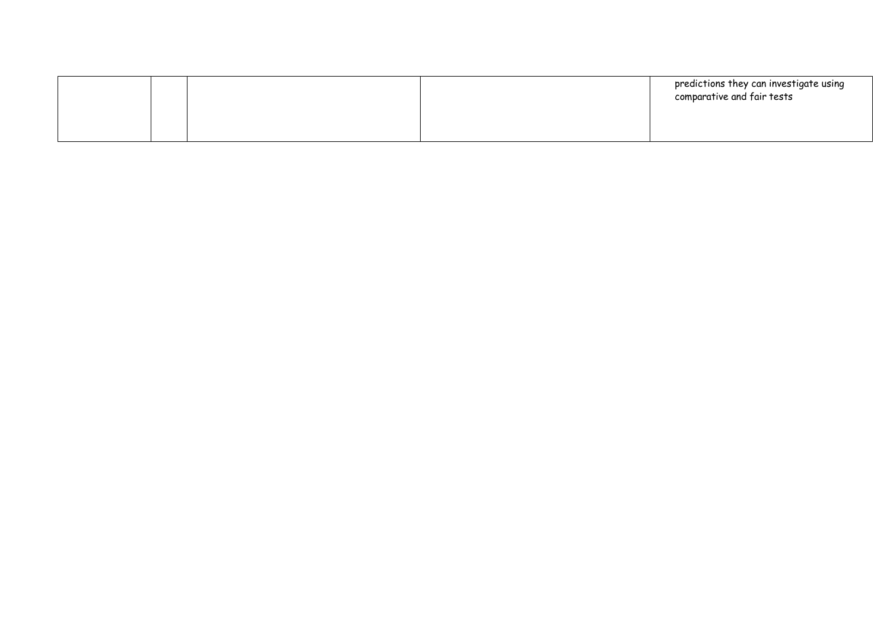| | | | | |
|---|---|---|---|---|
| | | | | predictions they can investigate using comparative and fair tests |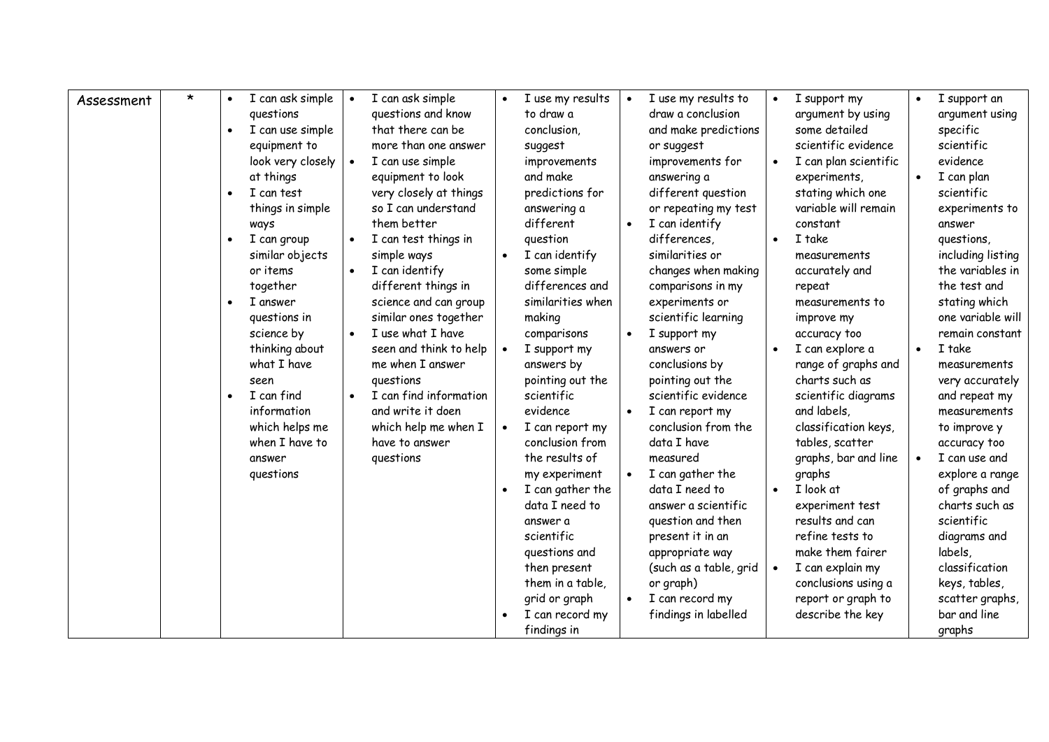| Assessment | * | • I can ask simple questions<br>• I can use simple equipment to look very closely at things<br>• I can test things in simple ways<br>• I can group similar objects or items together<br>• I answer questions in science by thinking about what I have seen<br>• I can find information which helps me when I have to answer questions | • I can ask simple questions and know that there can be more than one answer<br>• I can use simple equipment to look very closely at things so I can understand them better<br>• I can test things in simple ways<br>• I can identify different things in science and can group similar ones together<br>• I use what I have seen and think to help me when I answer questions<br>• I can find information and write it doen which help me when I have to answer questions | • I use my results to draw a conclusion, suggest improvements and make predictions for answering a different question<br>• I can identify some simple differences and similarities when making comparisons<br>• I support my answers by pointing out the scientific evidence<br>• I can report my conclusion from the results of my experiment<br>• I can gather the data I need to answer a scientific questions and then present them in a table, grid or graph<br>• I can record my findings in | • I use my results to draw a conclusion and make predictions or suggest improvements for answering a different question or repeating my test<br>• I can identify differences, similarities or changes when making comparisons in my experiments or scientific learning<br>• I support my answers or conclusions by pointing out the scientific evidence<br>• I can report my conclusion from the data I have measured<br>• I can gather the data I need to answer a scientific question and then present it in an appropriate way (such as a table, grid or graph)<br>• I can record my findings in labelled | • I support my argument by using some detailed scientific evidence<br>• I can plan scientific experiments, stating which one variable will remain constant<br>• I take measurements accurately and repeat measurements to improve my accuracy too<br>• I can explore a range of graphs and charts such as scientific diagrams and labels, classification keys, tables, scatter graphs, bar and line graphs<br>• I look at experiment test results and can refine tests to make them fairer<br>• I can explain my conclusions using a report or graph to describe the key | • I support an argument using specific scientific evidence<br>• I can plan scientific experiments to answer questions, including listing the variables in the test and stating which one variable will remain constant<br>• I take measurements very accurately and repeat my measurements to improve y accuracy too<br>• I can use and explore a range of graphs and charts such as scientific diagrams and labels, classification keys, tables, scatter graphs, bar and line graphs |
|---|---|---|---|---|---|---|---|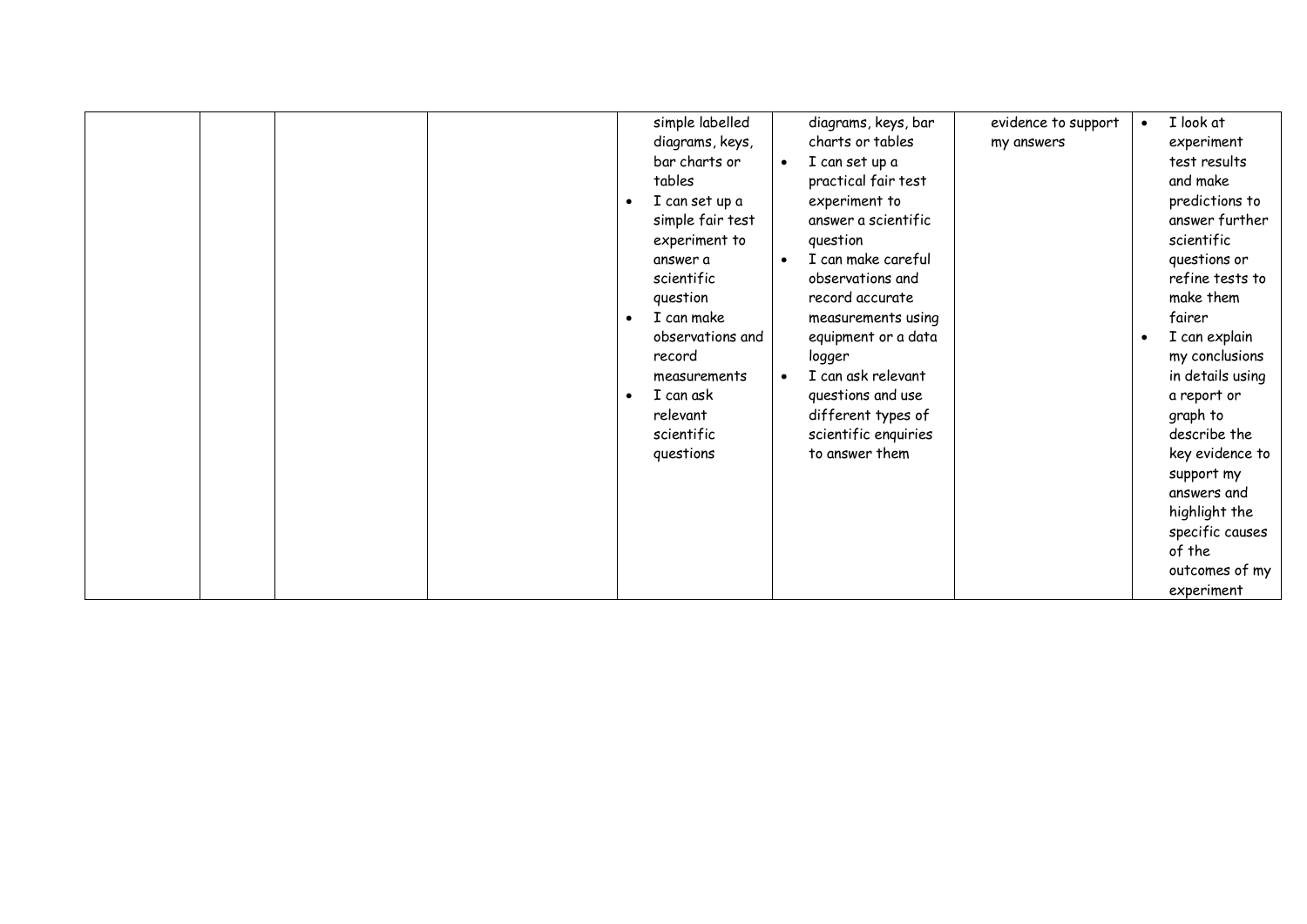|  |  |  |  |  |  |  |  |
|---|---|---|---|---|---|---|---|
|  |  |  |  | simple labelled diagrams, keys, bar charts or tables<br>• I can set up a simple fair test experiment to answer a scientific question<br>• I can make observations and record measurements<br>• I can ask relevant scientific questions | diagrams, keys, bar charts or tables<br>• I can set up a practical fair test experiment to answer a scientific question<br>• I can make careful observations and record accurate measurements using equipment or a data logger<br>• I can ask relevant questions and use different types of scientific enquiries to answer them | evidence to support my answers | • I look at experiment test results and make predictions to answer further scientific questions or refine tests to make them fairer<br>• I can explain my conclusions in details using a report or graph to describe the key evidence to support my answers and highlight the specific causes of the outcomes of my experiment |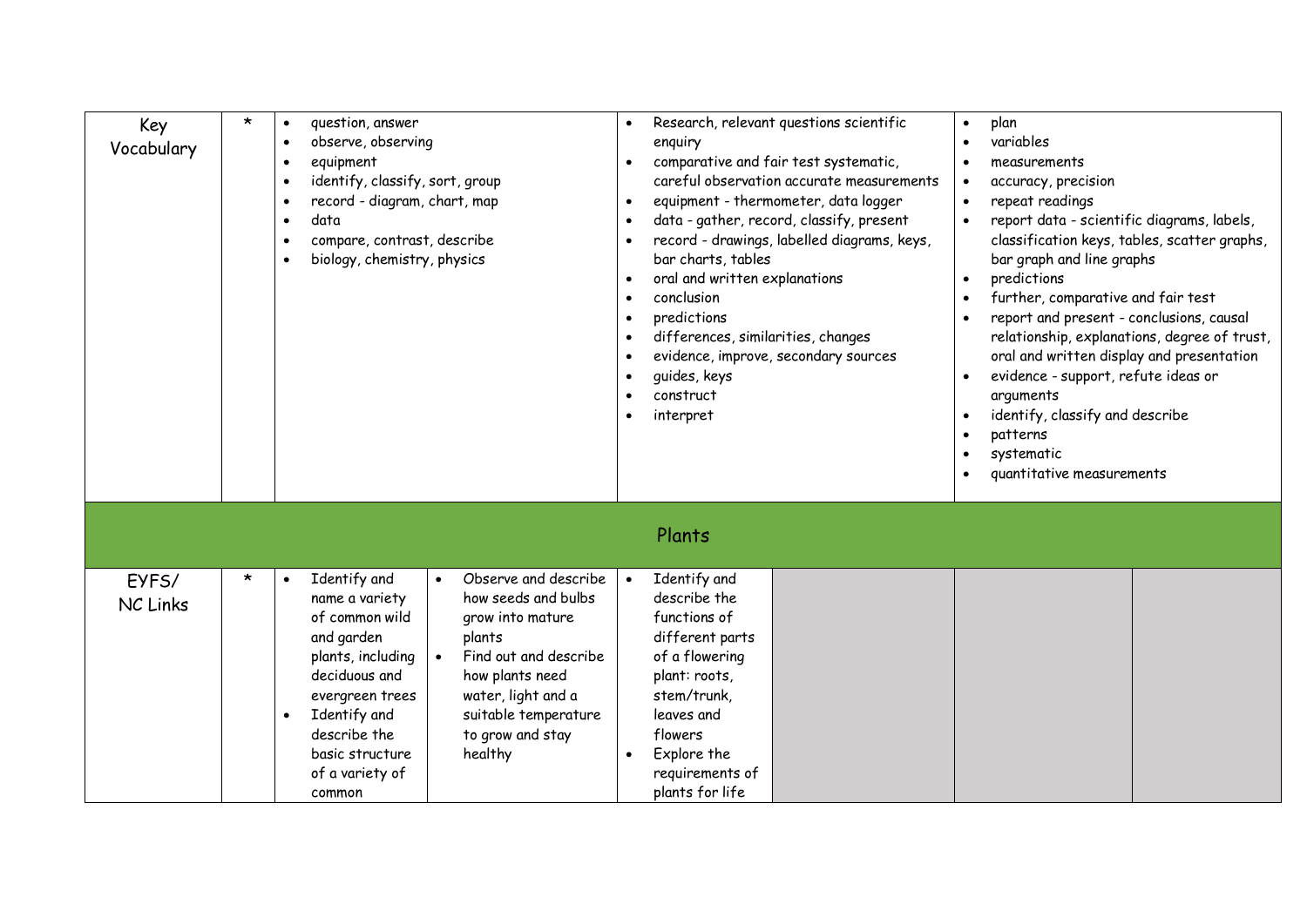| | | | | | | | |
|---|---|---|---|---|---|---|---|
| Key Vocabulary | * | • question, answer<br>• observe, observing<br>• equipment<br>• identify, classify, sort, group<br>• record - diagram, chart, map<br>• data<br>• compare, contrast, describe<br>• biology, chemistry, physics | | • Research, relevant questions scientific enquiry<br>• comparative and fair test systematic, careful observation accurate measurements<br>• equipment - thermometer, data logger<br>• data - gather, record, classify, present<br>• record - drawings, labelled diagrams, keys, bar charts, tables<br>• oral and written explanations<br>• conclusion<br>• predictions<br>• differences, similarities, changes<br>• evidence, improve, secondary sources<br>• guides, keys<br>• construct<br>• interpret | | • plan<br>• variables<br>• measurements<br>• accuracy, precision<br>• repeat readings<br>• report data - scientific diagrams, labels, classification keys, tables, scatter graphs, bar graph and line graphs<br>• predictions<br>• further, comparative and fair test<br>• report and present - conclusions, causal relationship, explanations, degree of trust, oral and written display and presentation<br>• evidence - support, refute ideas or arguments<br>• identify, classify and describe<br>• patterns<br>• systematic<br>• quantitative measurements | |
| **Plants** | | | | | | | |
| EYFS/ NC Links | * | • Identify and name a variety of common wild and garden plants, including deciduous and evergreen trees<br>• Identify and describe the basic structure of a variety of common | • Observe and describe how seeds and bulbs grow into mature plants<br>• Find out and describe how plants need water, light and a suitable temperature to grow and stay healthy | • Identify and describe the functions of different parts of a flowering plant: roots, stem/trunk, leaves and flowers<br>• Explore the requirements of plants for life | | | |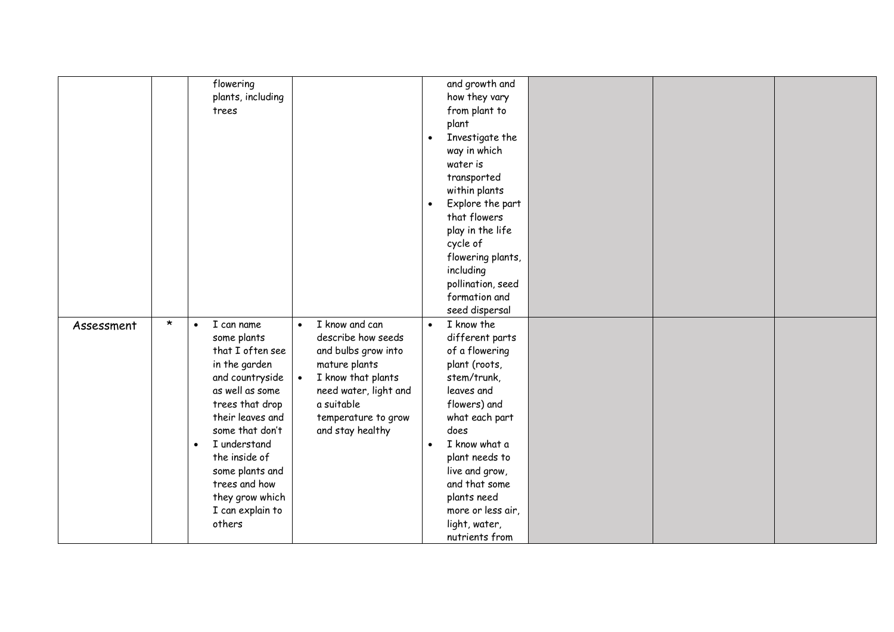| | | | | | | | |
|---|---|---|---|---|---|---|---|
| | | flowering plants, including trees | | and growth and how they vary from plant to plant<br>• Investigate the way in which water is transported within plants<br>• Explore the part that flowers play in the life cycle of flowering plants, including pollination, seed formation and seed dispersal | | | |
| Assessment | * | • I can name some plants that I often see in the garden and countryside as well as some trees that drop their leaves and some that don't<br>• I understand the inside of some plants and trees and how they grow which I can explain to others | • I know and can describe how seeds and bulbs grow into mature plants<br>• I know that plants need water, light and a suitable temperature to grow and stay healthy | • I know the different parts of a flowering plant (roots, stem/trunk, leaves and flowers) and what each part does<br>• I know what a plant needs to live and grow, and that some plants need more or less air, light, water, nutrients from | | | |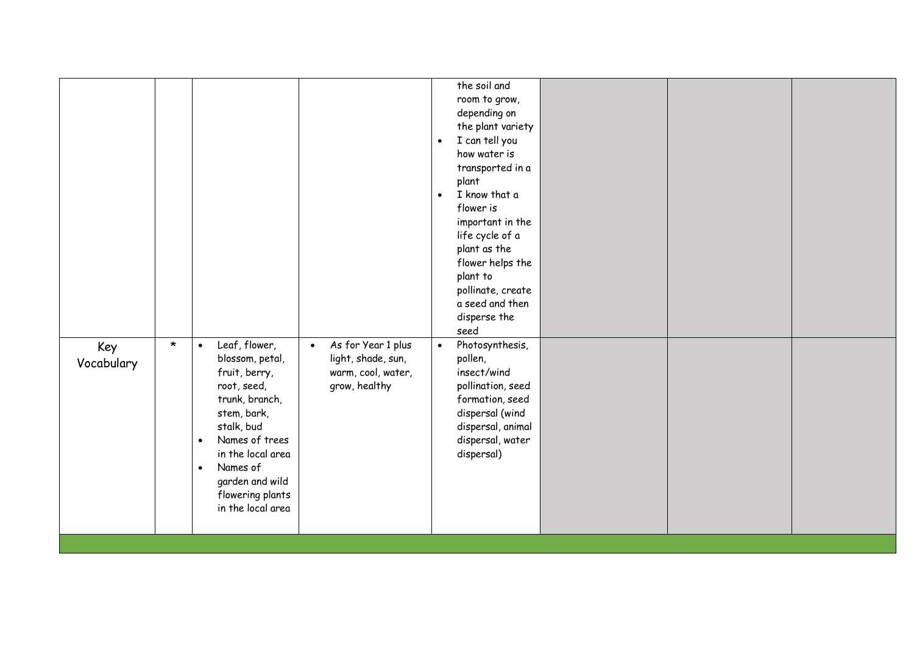|  |  |  |  |  |  |  |  |
|---|---|---|---|---|---|---|---|
|  |  |  |  | the soil and room to grow, depending on the plant variety<br>• I can tell you how water is transported in a plant<br>• I know that a flower is important in the life cycle of a plant as the flower helps the plant to pollinate, create a seed and then disperse the seed |  |  |  |
| Key Vocabulary | * | • Leaf, flower, blossom, petal, fruit, berry, root, seed, trunk, branch, stem, bark, stalk, bud<br>• Names of trees in the local area<br>• Names of garden and wild flowering plants in the local area | • As for Year 1 plus light, shade, sun, warm, cool, water, grow, healthy | • Photosynthesis, pollen, insect/wind pollination, seed formation, seed dispersal (wind dispersal, animal dispersal, water dispersal) |  |  |  |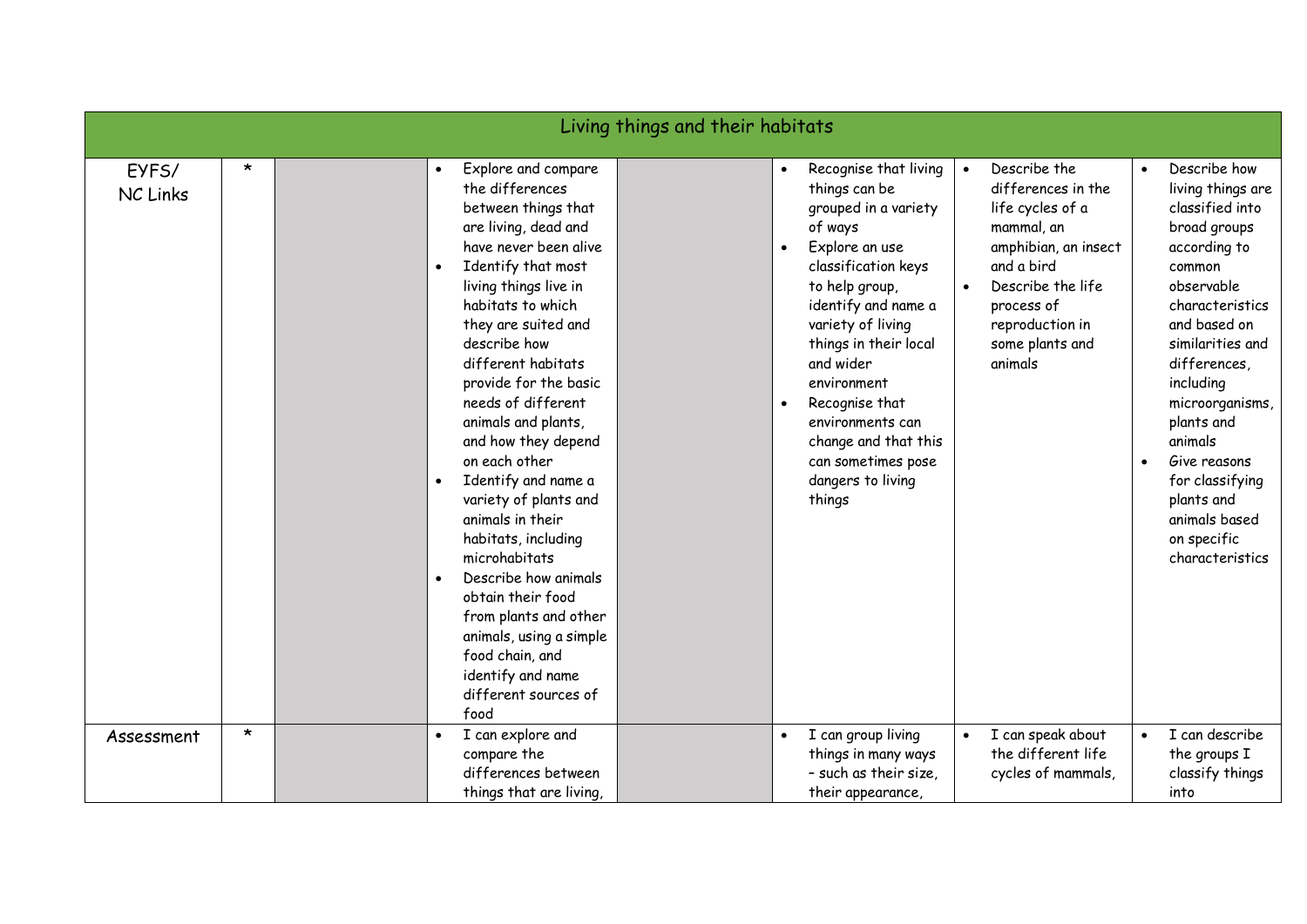| Living things and their habitats | | | | | | | |
|---|---|---|---|---|---|---|---|
| EYFS/ NC Links | * | | • Explore and compare the differences between things that are living, dead and have never been alive<br>• Identify that most living things live in habitats to which they are suited and describe how different habitats provide for the basic needs of different animals and plants, and how they depend on each other<br>• Identify and name a variety of plants and animals in their habitats, including microhabitats<br>• Describe how animals obtain their food from plants and other animals, using a simple food chain, and identify and name different sources of food | | • Recognise that living things can be grouped in a variety of ways<br>• Explore an use classification keys to help group, identify and name a variety of living things in their local and wider environment<br>• Recognise that environments can change and that this can sometimes pose dangers to living things | • Describe the differences in the life cycles of a mammal, an amphibian, an insect and a bird<br>• Describe the life process of reproduction in some plants and animals | • Describe how living things are classified into broad groups according to common observable characteristics and based on similarities and differences, including microorganisms, plants and animals<br>• Give reasons for classifying plants and animals based on specific characteristics |
| Assessment | * | | • I can explore and compare the differences between things that are living, | | • I can group living things in many ways – such as their size, their appearance, | • I can speak about the different life cycles of mammals, | • I can describe the groups I classify things into |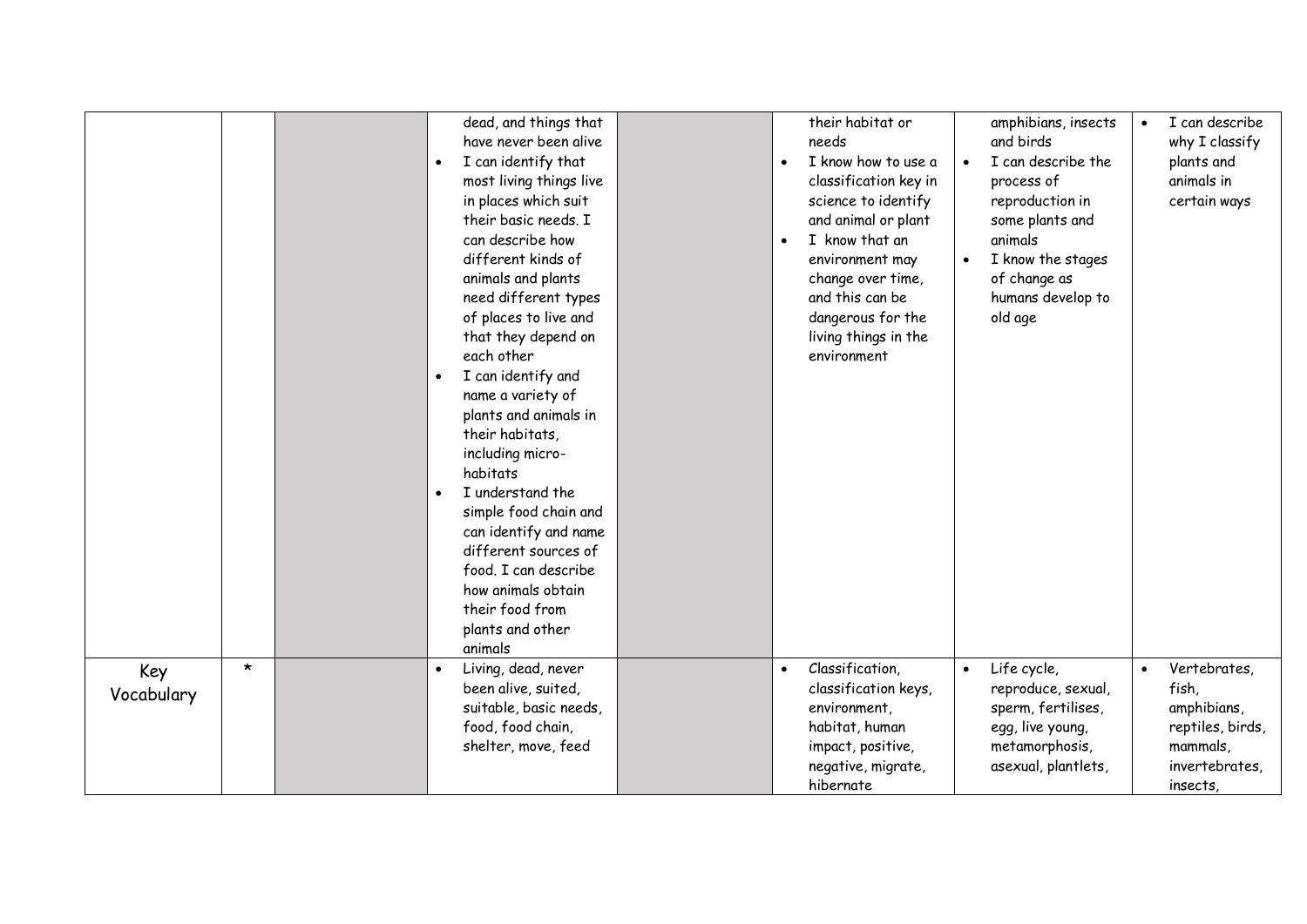| | | | | | | | | |
|---|---|---|---|---|---|---|---|---|
| | | | dead, and things that have never been alive<br>• I can identify that most living things live in places which suit their basic needs. I can describe how different kinds of animals and plants need different types of places to live and that they depend on each other<br>• I can identify and name a variety of plants and animals in their habitats, including micro-habitats<br>• I understand the simple food chain and can identify and name different sources of food. I can describe how animals obtain their food from plants and other animals | | their habitat or needs<br>• I know how to use a classification key in science to identify and animal or plant<br>• I know that an environment may change over time, and this can be dangerous for the living things in the environment | amphibians, insects and birds<br>• I can describe the process of reproduction in some plants and animals<br>• I know the stages of change as humans develop to old age | • I can describe why I classify plants and animals in certain ways |
| Key Vocabulary | * | | • Living, dead, never been alive, suited, suitable, basic needs, food, food chain, shelter, move, feed | | • Classification, classification keys, environment, habitat, human impact, positive, negative, migrate, hibernate | • Life cycle, reproduce, sexual, sperm, fertilises, egg, live young, metamorphosis, asexual, plantlets, | • Vertebrates, fish, amphibians, reptiles, birds, mammals, invertebrates, insects, |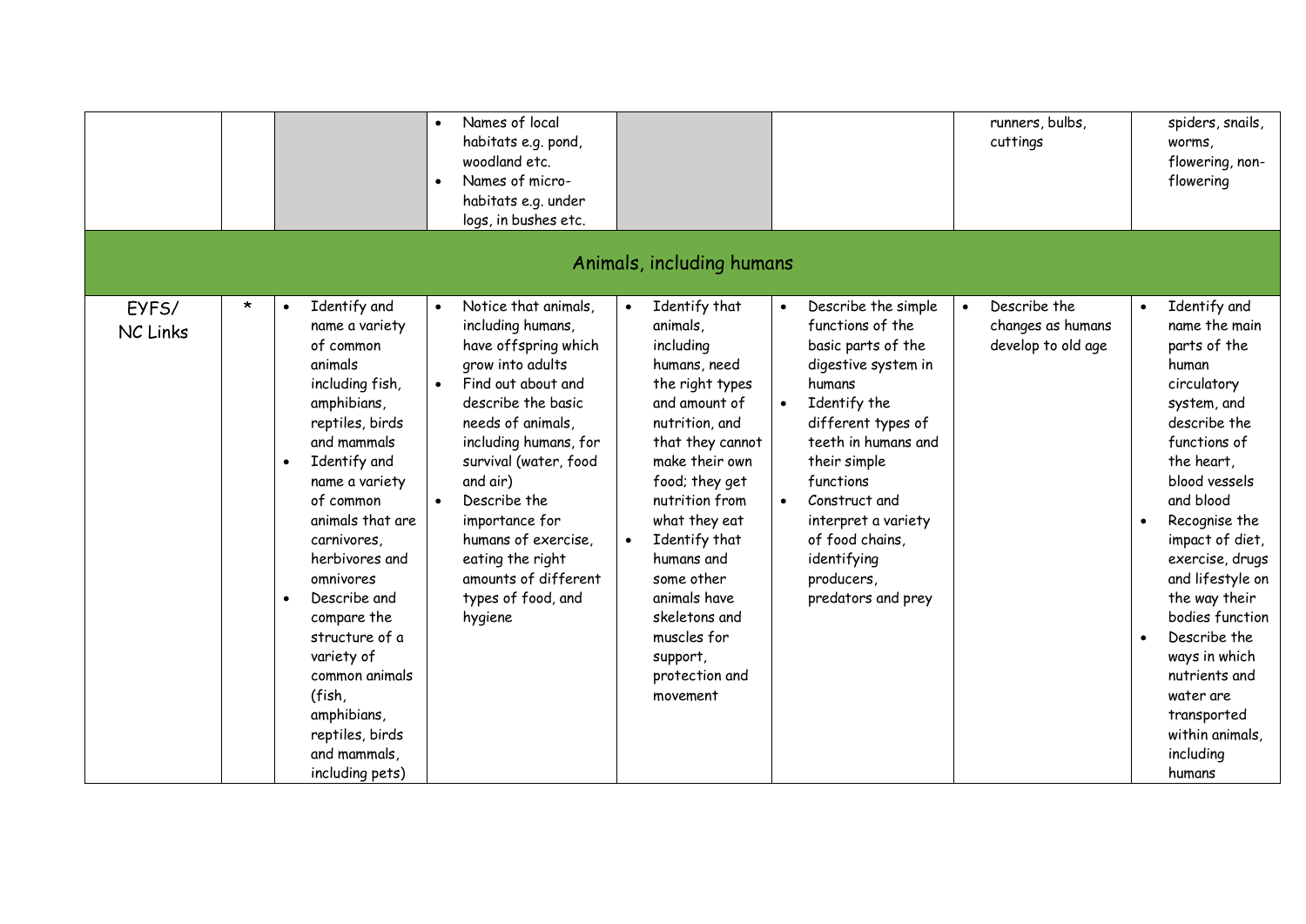| | | | | | | | |
|---|---|---|---|---|---|---|---|
| | | | • Names of local habitats e.g. pond, woodland etc.<br>• Names of micro-habitats e.g. under logs, in bushes etc. | | | runners, bulbs, cuttings | spiders, snails, worms, flowering, non-flowering |
| **Animals, including humans** | | | | | | | |
| EYFS/ NC Links | * | • Identify and name a variety of common animals including fish, amphibians, reptiles, birds and mammals<br>• Identify and name a variety of common animals that are carnivores, herbivores and omnivores<br>• Describe and compare the structure of a variety of common animals (fish, amphibians, reptiles, birds and mammals, including pets) | • Notice that animals, including humans, have offspring which grow into adults<br>• Find out about and describe the basic needs of animals, including humans, for survival (water, food and air)<br>• Describe the importance for humans of exercise, eating the right amounts of different types of food, and hygiene | • Identify that animals, including humans, need the right types and amount of nutrition, and that they cannot make their own food; they get nutrition from what they eat<br>• Identify that humans and some other animals have skeletons and muscles for support, protection and movement | • Describe the simple functions of the basic parts of the digestive system in humans<br>• Identify the different types of teeth in humans and their simple functions<br>• Construct and interpret a variety of food chains, identifying producers, predators and prey | • Describe the changes as humans develop to old age | • Identify and name the main parts of the human circulatory system, and describe the functions of the heart, blood vessels and blood<br>• Recognise the impact of diet, exercise, drugs and lifestyle on the way their bodies function<br>• Describe the ways in which nutrients and water are transported within animals, including humans |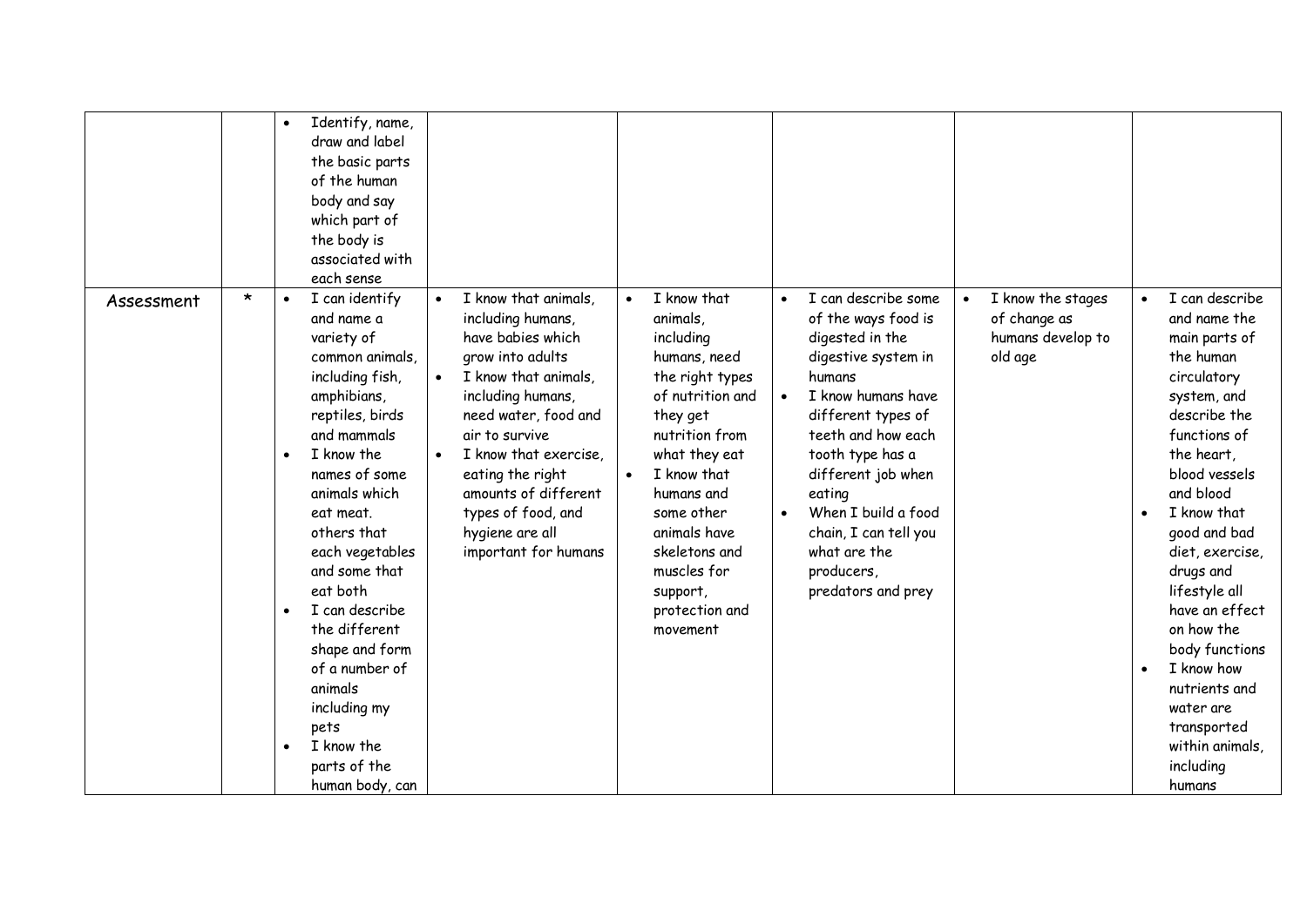| | | | | | | | |
|---|---|---|---|---|---|---|---|
| | | • Identify, name, draw and label the basic parts of the human body and say which part of the body is associated with each sense | | | | | |
| Assessment | * | • I can identify and name a variety of common animals, including fish, amphibians, reptiles, birds and mammals<br>• I know the names of some animals which eat meat. others that each vegetables and some that eat both<br>• I can describe the different shape and form of a number of animals including my pets<br>• I know the parts of the human body, can | • I know that animals, including humans, have babies which grow into adults<br>• I know that animals, including humans, need water, food and air to survive<br>• I know that exercise, eating the right amounts of different types of food, and hygiene are all important for humans | • I know that animals, including humans, need the right types of nutrition and they get nutrition from what they eat<br>• I know that humans and some other animals have skeletons and muscles for support, protection and movement | • I can describe some of the ways food is digested in the digestive system in humans<br>• I know humans have different types of teeth and how each tooth type has a different job when eating<br>• When I build a food chain, I can tell you what are the producers, predators and prey | • I know the stages of change as humans develop to old age | • I can describe and name the main parts of the human circulatory system, and describe the functions of the heart, blood vessels and blood<br>• I know that good and bad diet, exercise, drugs and lifestyle all have an effect on how the body functions<br>• I know how nutrients and water are transported within animals, including humans |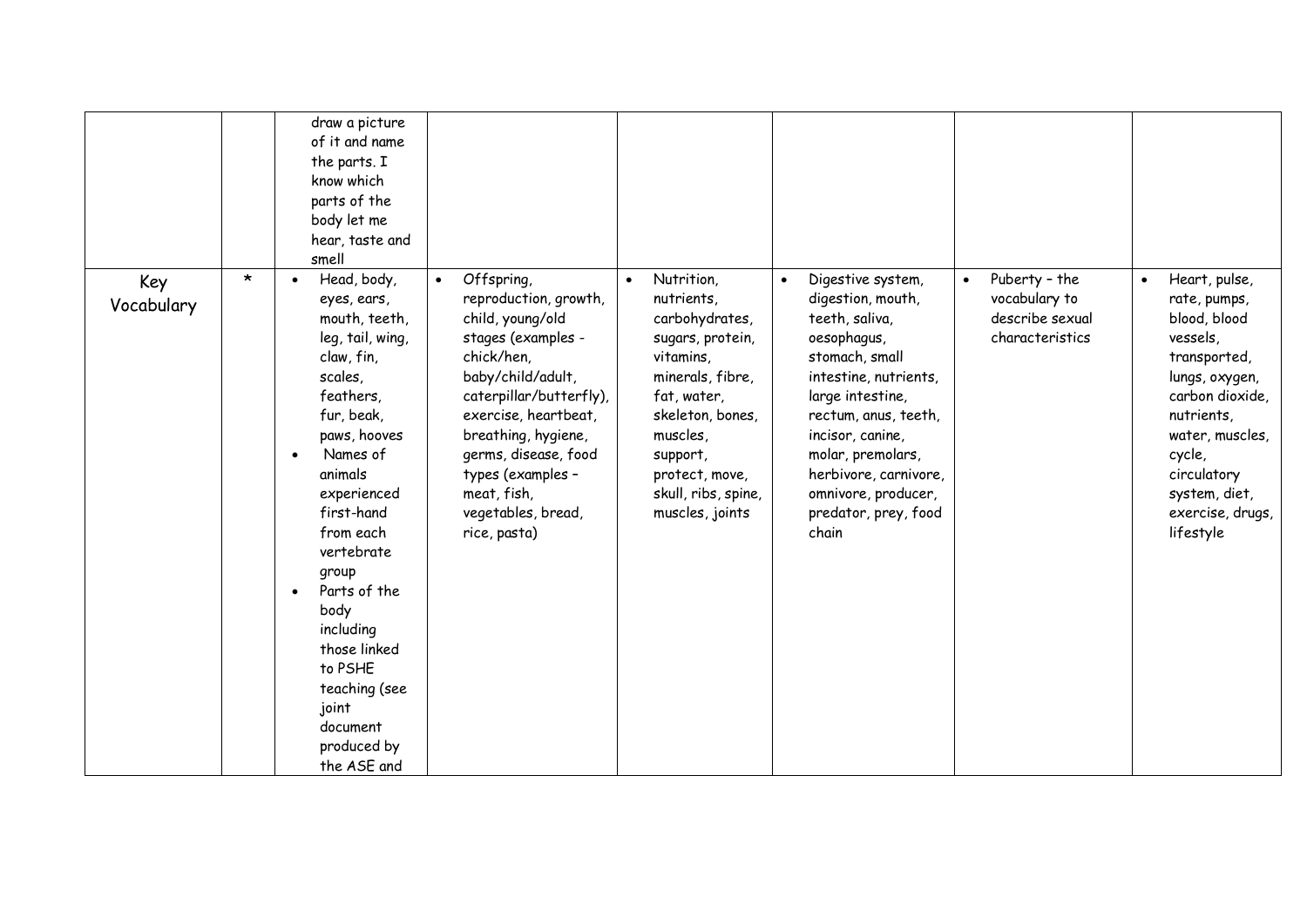|  |  |  |  |  |  |  |  |
|---|---|---|---|---|---|---|---|
|  |  | draw a picture of it and name the parts. I know which parts of the body let me hear, taste and smell |  |  |  |  |  |
| Key Vocabulary | * | • Head, body, eyes, ears, mouth, teeth, leg, tail, wing, claw, fin, scales, feathers, fur, beak, paws, hooves<br>• Names of animals experienced first-hand from each vertebrate group<br>• Parts of the body including those linked to PSHE teaching (see joint document produced by the ASE and | • Offspring, reproduction, growth, child, young/old stages (examples - chick/hen, baby/child/adult, caterpillar/butterfly), exercise, heartbeat, breathing, hygiene, germs, disease, food types (examples – meat, fish, vegetables, bread, rice, pasta) | • Nutrition, nutrients, carbohydrates, sugars, protein, vitamins, minerals, fibre, fat, water, skeleton, bones, muscles, support, protect, move, skull, ribs, spine, muscles, joints | • Digestive system, digestion, mouth, teeth, saliva, oesophagus, stomach, small intestine, nutrients, large intestine, rectum, anus, teeth, incisor, canine, molar, premolars, herbivore, carnivore, omnivore, producer, predator, prey, food chain | • Puberty – the vocabulary to describe sexual characteristics | • Heart, pulse, rate, pumps, blood, blood vessels, transported, lungs, oxygen, carbon dioxide, nutrients, water, muscles, cycle, circulatory system, diet, exercise, drugs, lifestyle |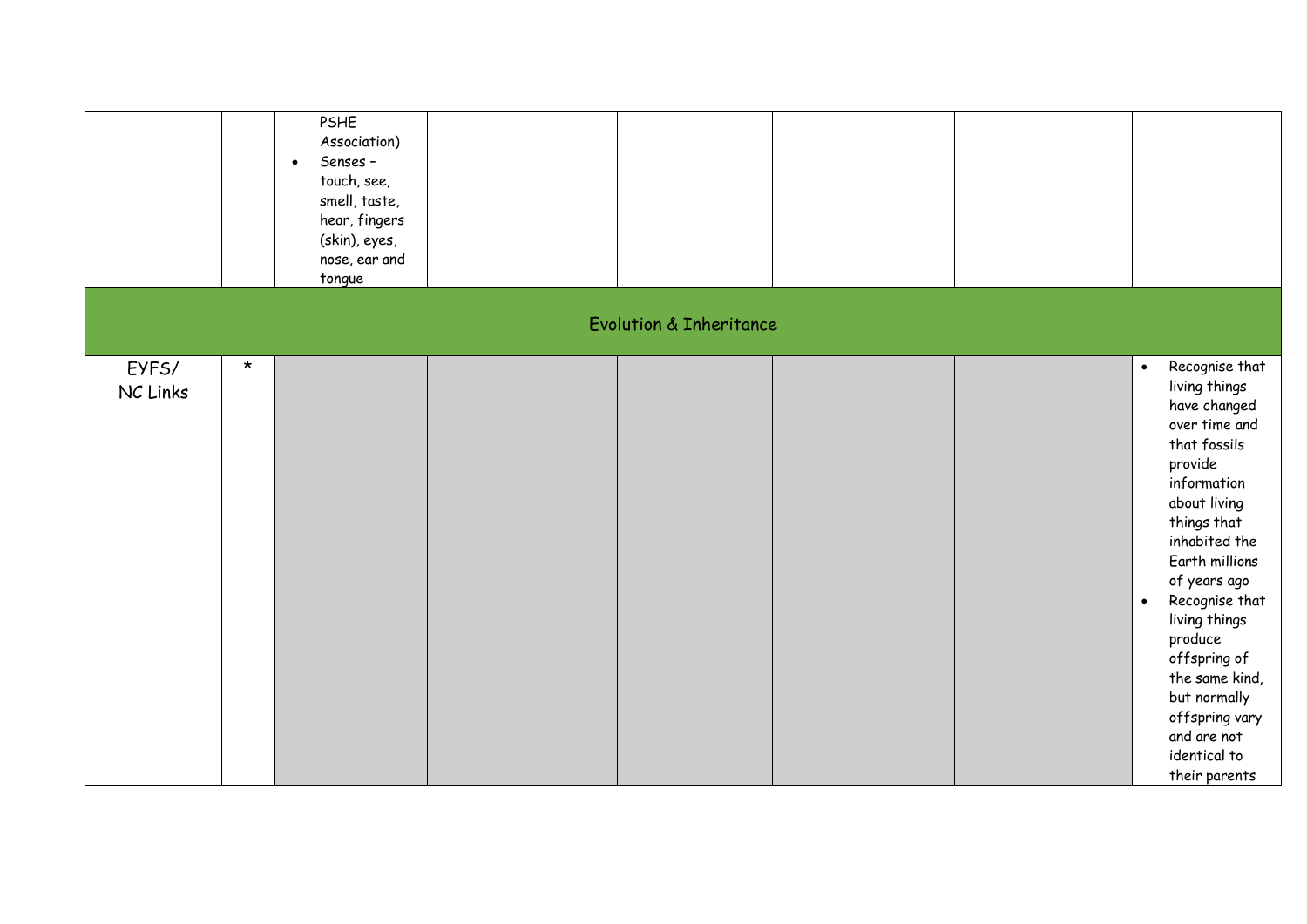|  |  | PSHE Association)<br>• Senses – touch, see, smell, taste, hear, fingers (skin), eyes, nose, ear and tongue |  |  |  |  |  |
|---|---|---|---|---|---|---|---|
| **Evolution & Inheritance** |  |  |  |  |  |  |  |
| EYFS/ NC Links | * |  |  |  |  |  | • Recognise that living things have changed over time and that fossils provide information about living things that inhabited the Earth millions of years ago<br>• Recognise that living things produce offspring of the same kind, but normally offspring vary and are not identical to their parents |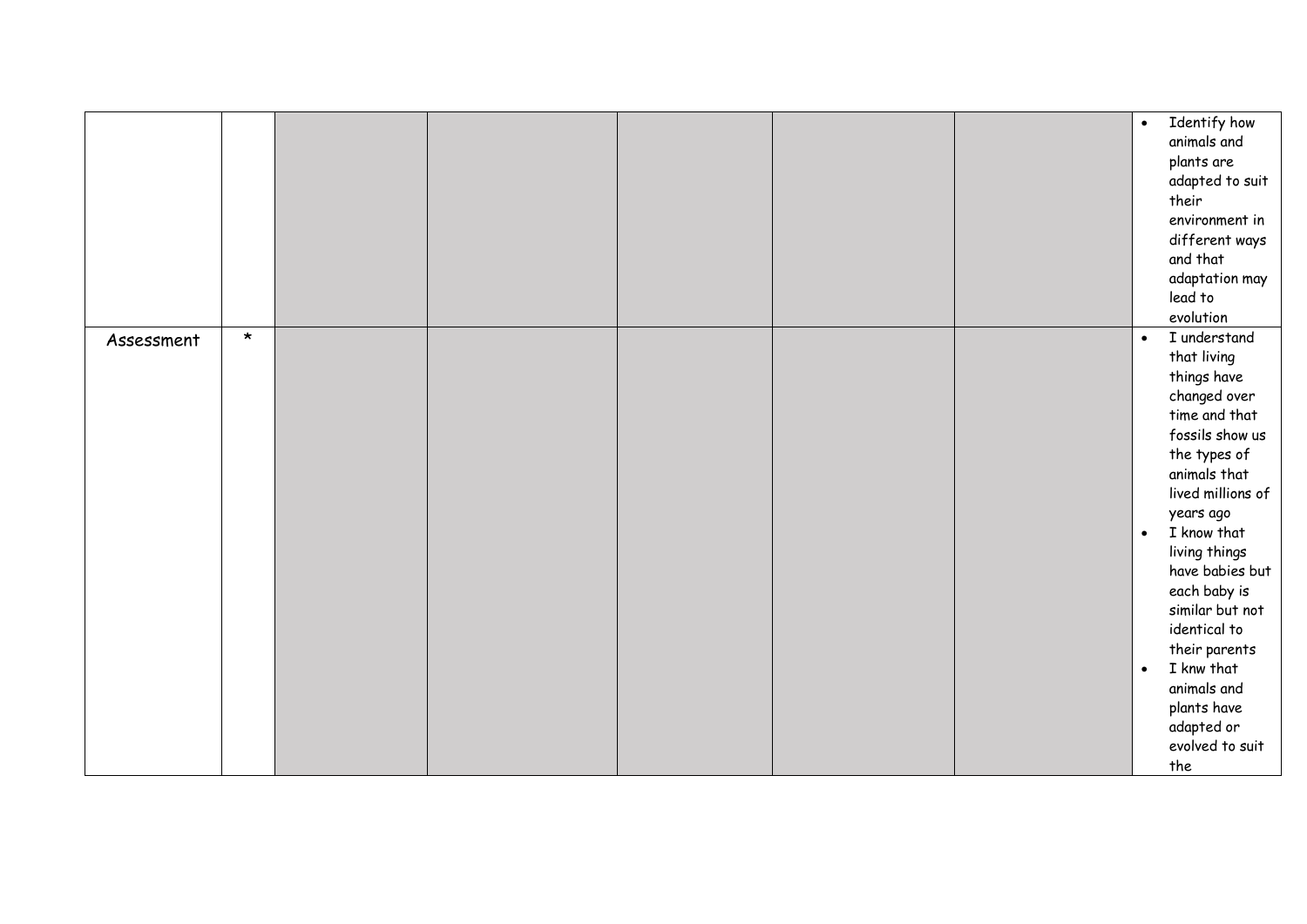| | | | | | | | |
|---|---|---|---|---|---|---|---|
| | | | | | | | • Identify how animals and plants are adapted to suit their environment in different ways and that adaptation may lead to evolution |
| Assessment | * | | | | | | • I understand that living things have changed over time and that fossils show us the types of animals that lived millions of years ago<br>• I know that living things have babies but each baby is similar but not identical to their parents<br>• I knw that animals and plants have adapted or evolved to suit the |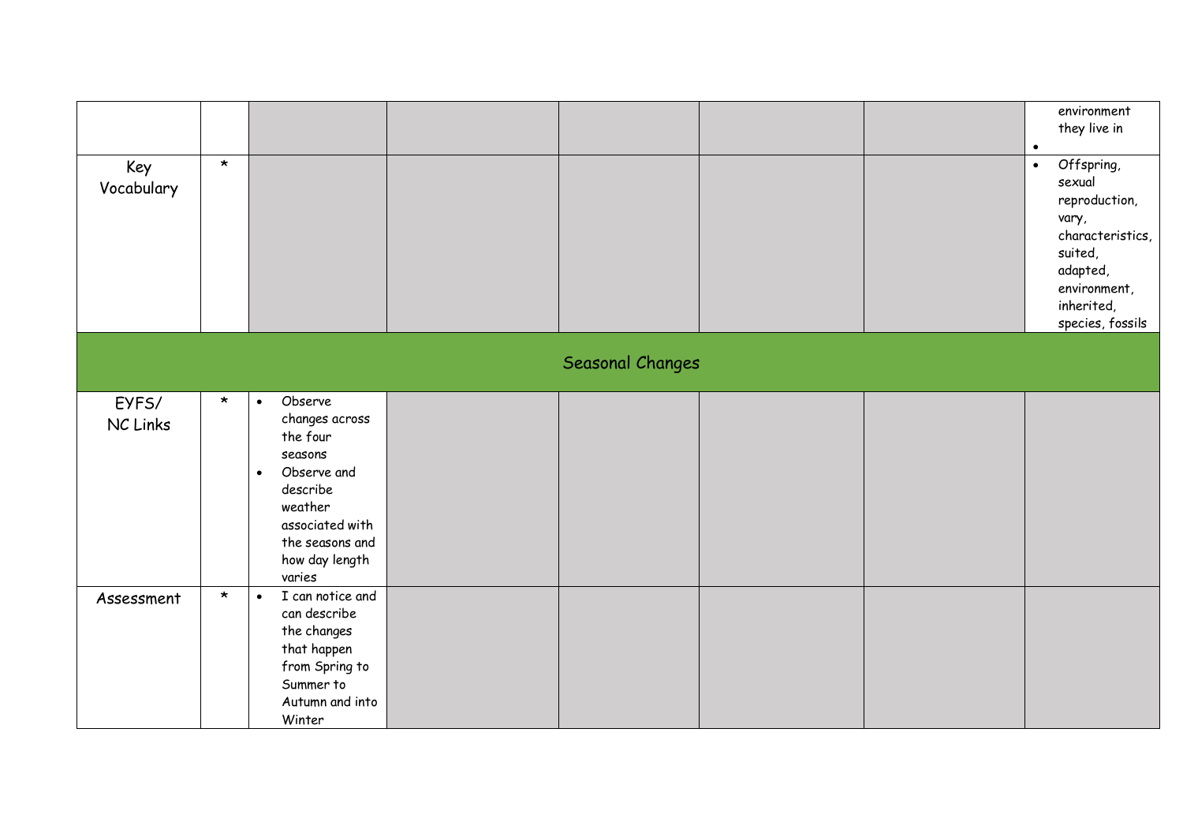| | | | | | | | |
|---|---|---|---|---|---|---|---|
| | | | | | | | • environment they live in<br>• |
| Key Vocabulary | * | | | | | | • Offspring, sexual reproduction, vary, characteristics, suited, adapted, environment, inherited, species, fossils |
| **Seasonal Changes** | | | | | | | |
| EYFS/ NC Links | * | • Observe changes across the four seasons<br>• Observe and describe weather associated with the seasons and how day length varies | | | | | |
| Assessment | * | • I can notice and can describe the changes that happen from Spring to Summer to Autumn and into Winter | | | | | |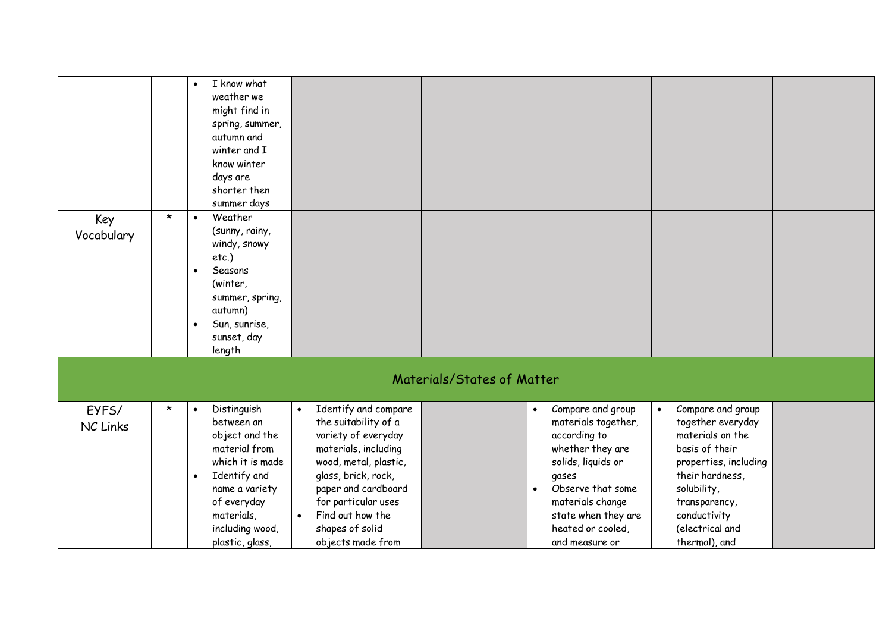|  |  |  |  |  |  |  |  |
|---|---|---|---|---|---|---|---|
|  |  | • I know what weather we might find in spring, summer, autumn and winter and I know winter days are shorter then summer days |  |  |  |  |  |
| Key Vocabulary | * | • Weather (sunny, rainy, windy, snowy etc.)<br>• Seasons (winter, summer, spring, autumn)<br>• Sun, sunrise, sunset, day length |  |  |  |  |  |
| Materials/States of Matter |  |  |  |  |  |  |  |
| EYFS/ NC Links | * | • Distinguish between an object and the material from which it is made<br>• Identify and name a variety of everyday materials, including wood, plastic, glass, | • Identify and compare the suitability of a variety of everyday materials, including wood, metal, plastic, glass, brick, rock, paper and cardboard for particular uses<br>• Find out how the shapes of solid objects made from |  | • Compare and group materials together, according to whether they are solids, liquids or gases<br>• Observe that some materials change state when they are heated or cooled, and measure or | • Compare and group together everyday materials on the basis of their properties, including their hardness, solubility, transparency, conductivity (electrical and thermal), and |  |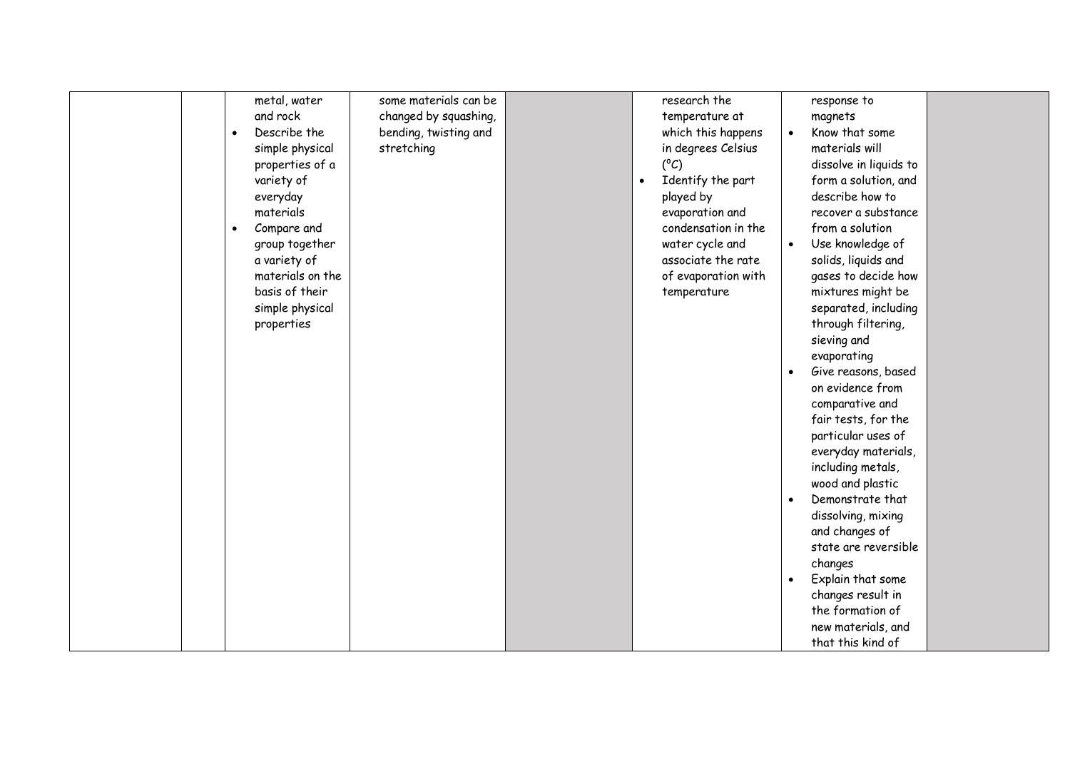| | | | | | | | |
|---|---|---|---|---|---|---|---|
| | | metal, water and rock<br>• Describe the simple physical properties of a variety of everyday materials<br>• Compare and group together a variety of materials on the basis of their simple physical properties | some materials can be changed by squashing, bending, twisting and stretching | | research the temperature at which this happens in degrees Celsius (°C)<br>• Identify the part played by evaporation and condensation in the water cycle and associate the rate of evaporation with temperature | response to magnets<br>• Know that some materials will dissolve in liquids to form a solution, and describe how to recover a substance from a solution<br>• Use knowledge of solids, liquids and gases to decide how mixtures might be separated, including through filtering, sieving and evaporating<br>• Give reasons, based on evidence from comparative and fair tests, for the particular uses of everyday materials, including metals, wood and plastic<br>• Demonstrate that dissolving, mixing and changes of state are reversible changes<br>• Explain that some changes result in the formation of new materials, and that this kind of | |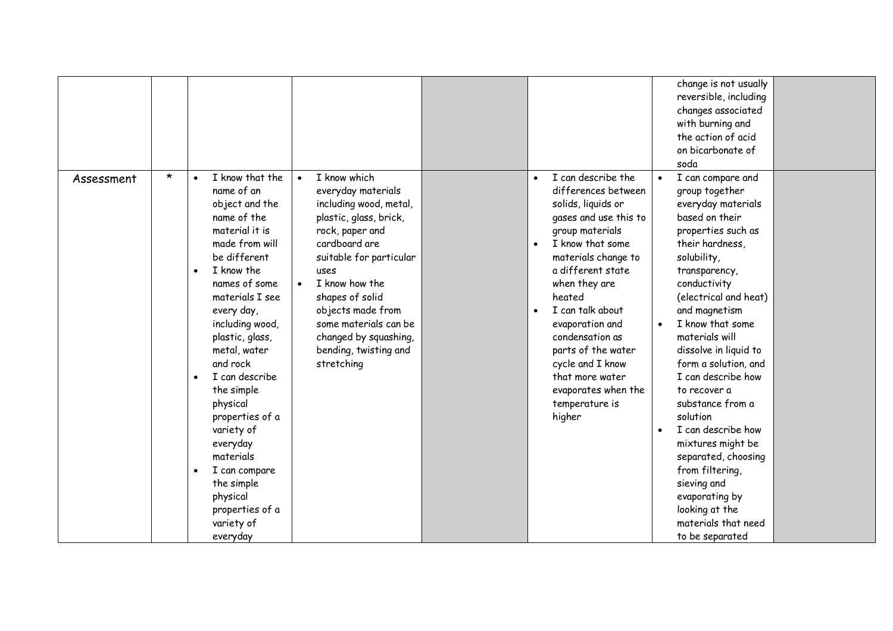| | | | | | | | |
|---|---|---|---|---|---|---|---|
| | | | | | | change is not usually reversible, including changes associated with burning and the action of acid on bicarbonate of soda | |
| Assessment | * | • I know that the name of an object and the name of the material it is made from will be different<br>• I know the names of some materials I see every day, including wood, plastic, glass, metal, water and rock<br>• I can describe the simple physical properties of a variety of everyday materials<br>• I can compare the simple physical properties of a variety of everyday | • I know which everyday materials including wood, metal, plastic, glass, brick, rock, paper and cardboard are suitable for particular uses<br>• I know how the shapes of solid objects made from some materials can be changed by squashing, bending, twisting and stretching | | • I can describe the differences between solids, liquids or gases and use this to group materials<br>• I know that some materials change to a different state when they are heated<br>• I can talk about evaporation and condensation as parts of the water cycle and I know that more water evaporates when the temperature is higher | • I can compare and group together everyday materials based on their properties such as their hardness, solubility, transparency, conductivity (electrical and heat) and magnetism<br>• I know that some materials will dissolve in liquid to form a solution, and I can describe how to recover a substance from a solution<br>• I can describe how mixtures might be separated, choosing from filtering, sieving and evaporating by looking at the materials that need to be separated | |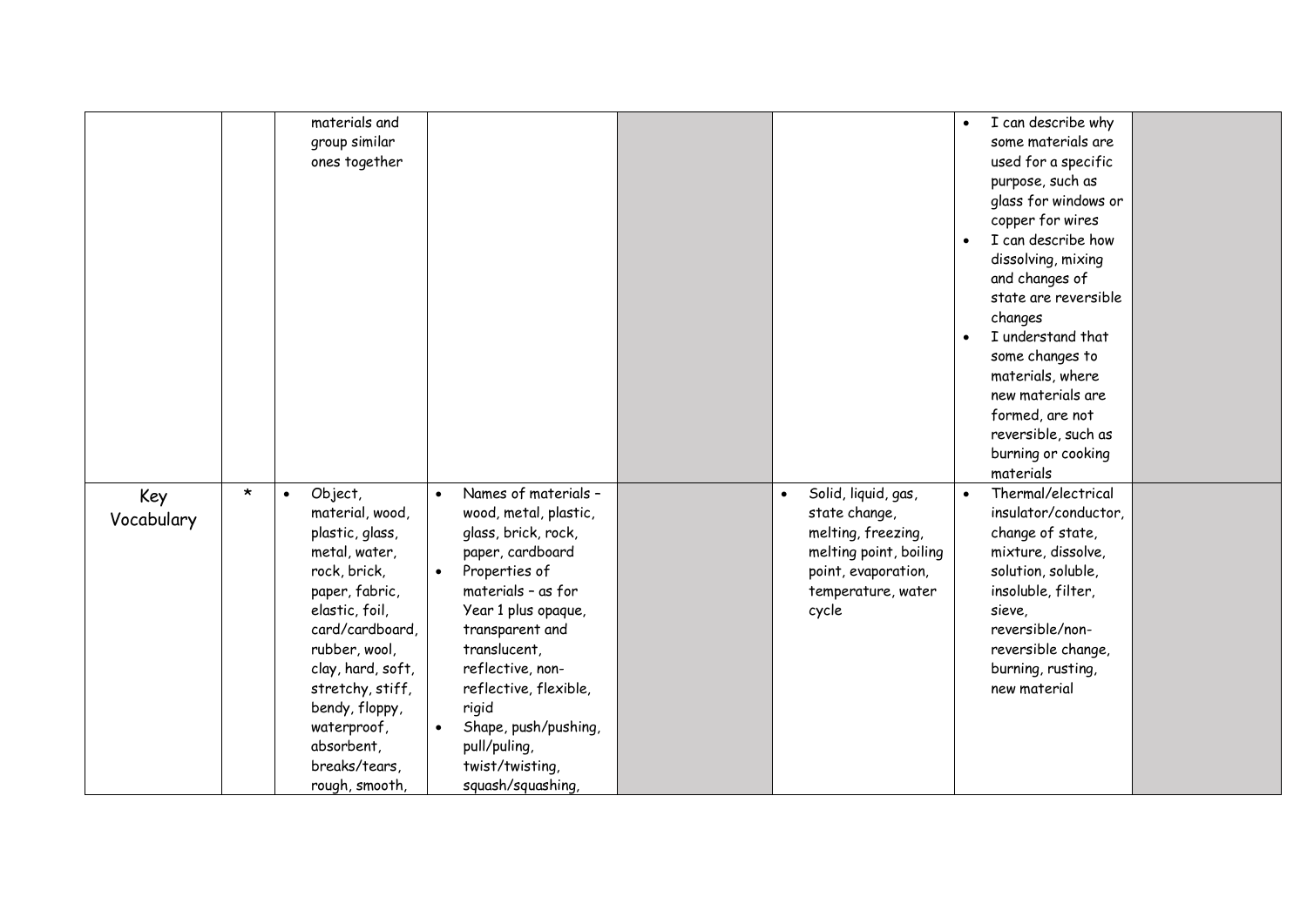| | | | | | | | |
|---|---|---|---|---|---|---|---|
| | | materials and group similar ones together | | | | • I can describe why some materials are used for a specific purpose, such as glass for windows or copper for wires<br>• I can describe how dissolving, mixing and changes of state are reversible changes<br>• I understand that some changes to materials, where new materials are formed, are not reversible, such as burning or cooking materials | |
| Key Vocabulary | * | • Object, material, wood, plastic, glass, metal, water, rock, brick, paper, fabric, elastic, foil, card/cardboard, rubber, wool, clay, hard, soft, stretchy, stiff, bendy, floppy, waterproof, absorbent, breaks/tears, rough, smooth, | • Names of materials – wood, metal, plastic, glass, brick, rock, paper, cardboard<br>• Properties of materials – as for Year 1 plus opaque, transparent and translucent, reflective, non-reflective, flexible, rigid<br>• Shape, push/pushing, pull/puling, twist/twisting, squash/squashing, | | • Solid, liquid, gas, state change, melting, freezing, melting point, boiling point, evaporation, temperature, water cycle | • Thermal/electrical insulator/conductor, change of state, mixture, dissolve, solution, soluble, insoluble, filter, sieve, reversible/non-reversible change, burning, rusting, new material | |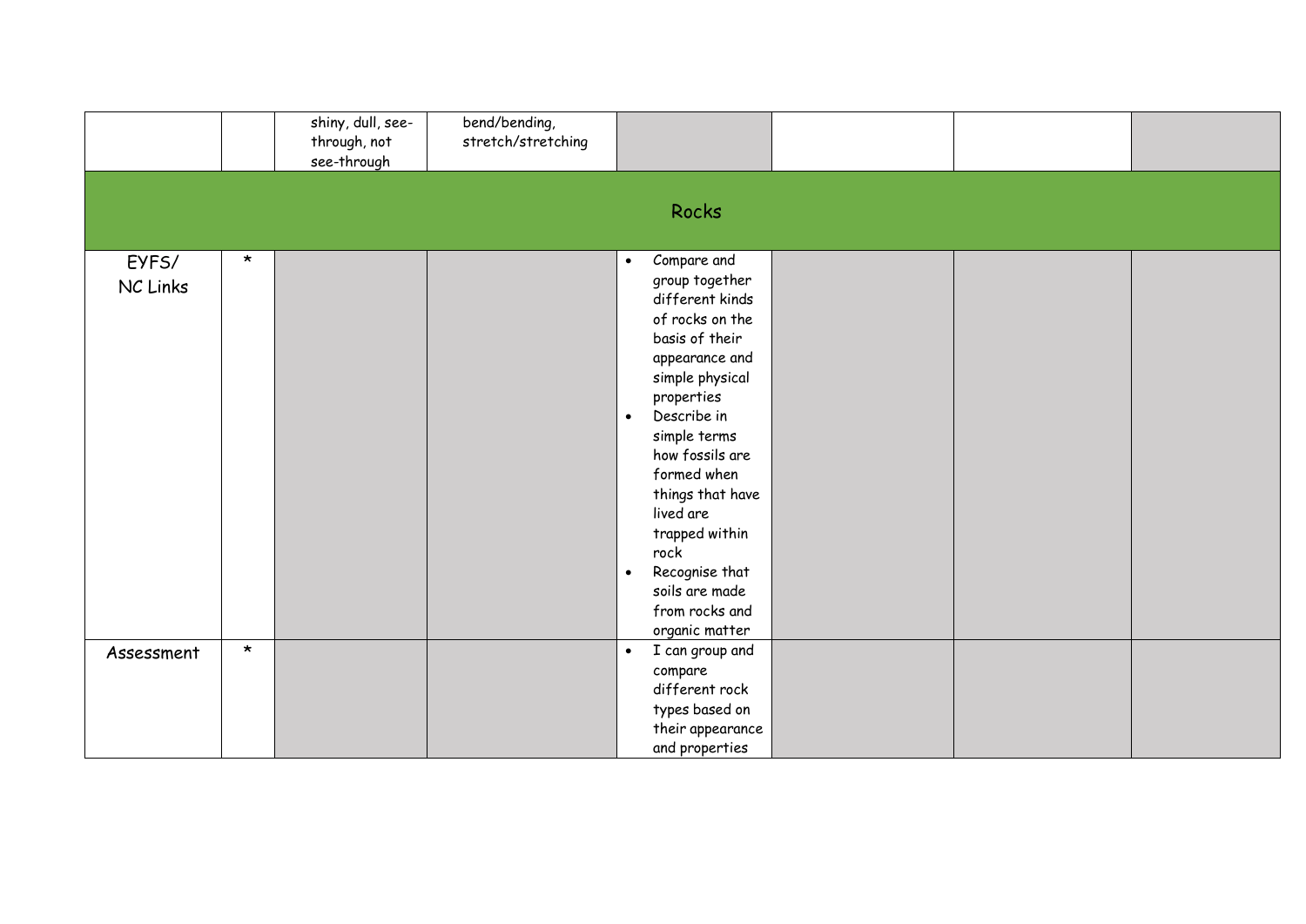|  |  | shiny, dull, see-through, not see-through | bend/bending, stretch/stretching |  |  |  |  |
|---|---|---|---|---|---|---|---|
| Rocks | | | | | | | |
| EYFS/ NC Links | * |  |  | • Compare and group together different kinds of rocks on the basis of their appearance and simple physical properties<br>• Describe in simple terms how fossils are formed when things that have lived are trapped within rock<br>• Recognise that soils are made from rocks and organic matter |  |  |  |
| Assessment | * |  |  | • I can group and compare different rock types based on their appearance and properties |  |  |  |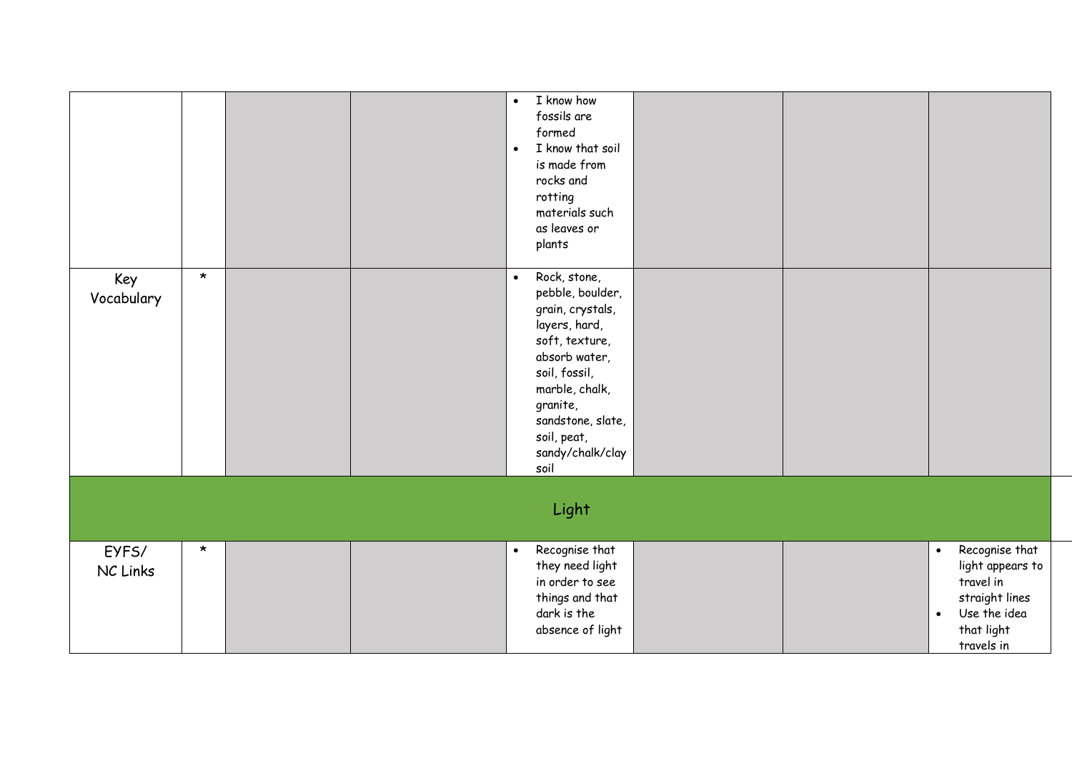| | | | | | | | |
|---|---|---|---|---|---|---|---|
| | | | | • I know how fossils are formed<br>• I know that soil is made from rocks and rotting materials such as leaves or plants | | | |
| Key Vocabulary | * | | | • Rock, stone, pebble, boulder, grain, crystals, layers, hard, soft, texture, absorb water, soil, fossil, marble, chalk, granite, sandstone, slate, soil, peat, sandy/chalk/clay soil | | | |
| Light | | | | | | | |
| EYFS/ NC Links | * | | | • Recognise that they need light in order to see things and that dark is the absence of light | | | • Recognise that light appears to travel in straight lines<br>• Use the idea that light travels in |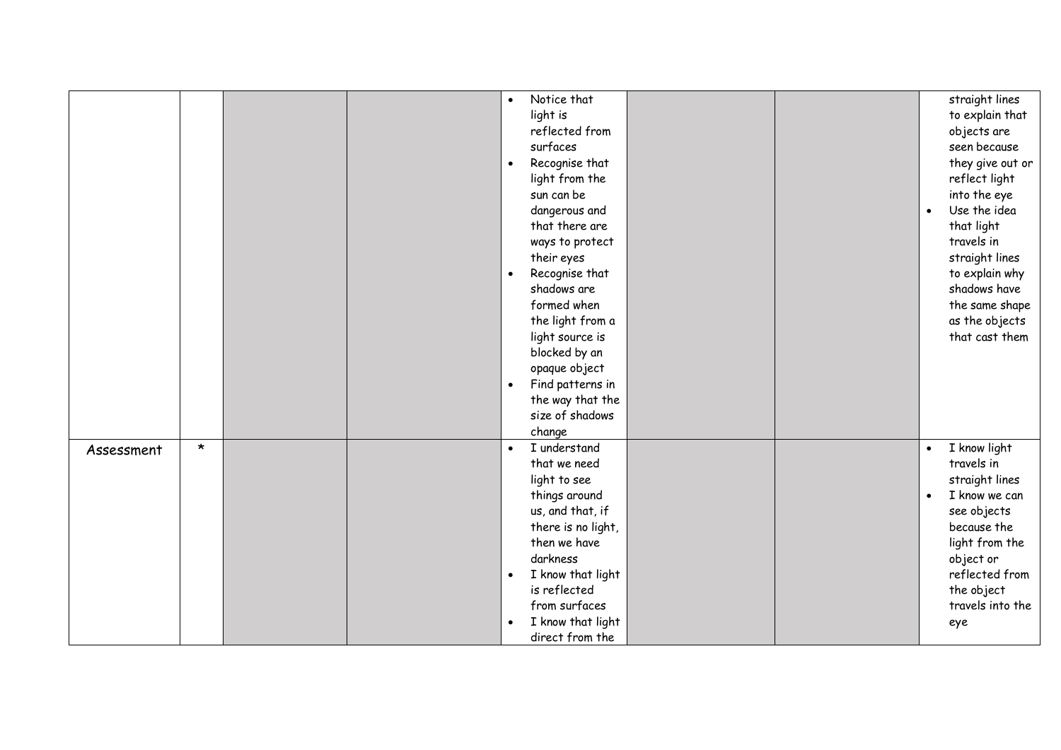| | | | | | | | |
|---|---|---|---|---|---|---|---|
| | | | | • Notice that light is reflected from surfaces<br>• Recognise that light from the sun can be dangerous and that there are ways to protect their eyes<br>• Recognise that shadows are formed when the light from a light source is blocked by an opaque object<br>• Find patterns in the way that the size of shadows change | | | straight lines to explain that objects are seen because they give out or reflect light into the eye<br>• Use the idea that light travels in straight lines to explain why shadows have the same shape as the objects that cast them |
| Assessment | * | | | • I understand that we need light to see things around us, and that, if there is no light, then we have darkness<br>• I know that light is reflected from surfaces<br>• I know that light direct from the | | | • I know light travels in straight lines<br>• I know we can see objects because the light from the object or reflected from the object travels into the eye |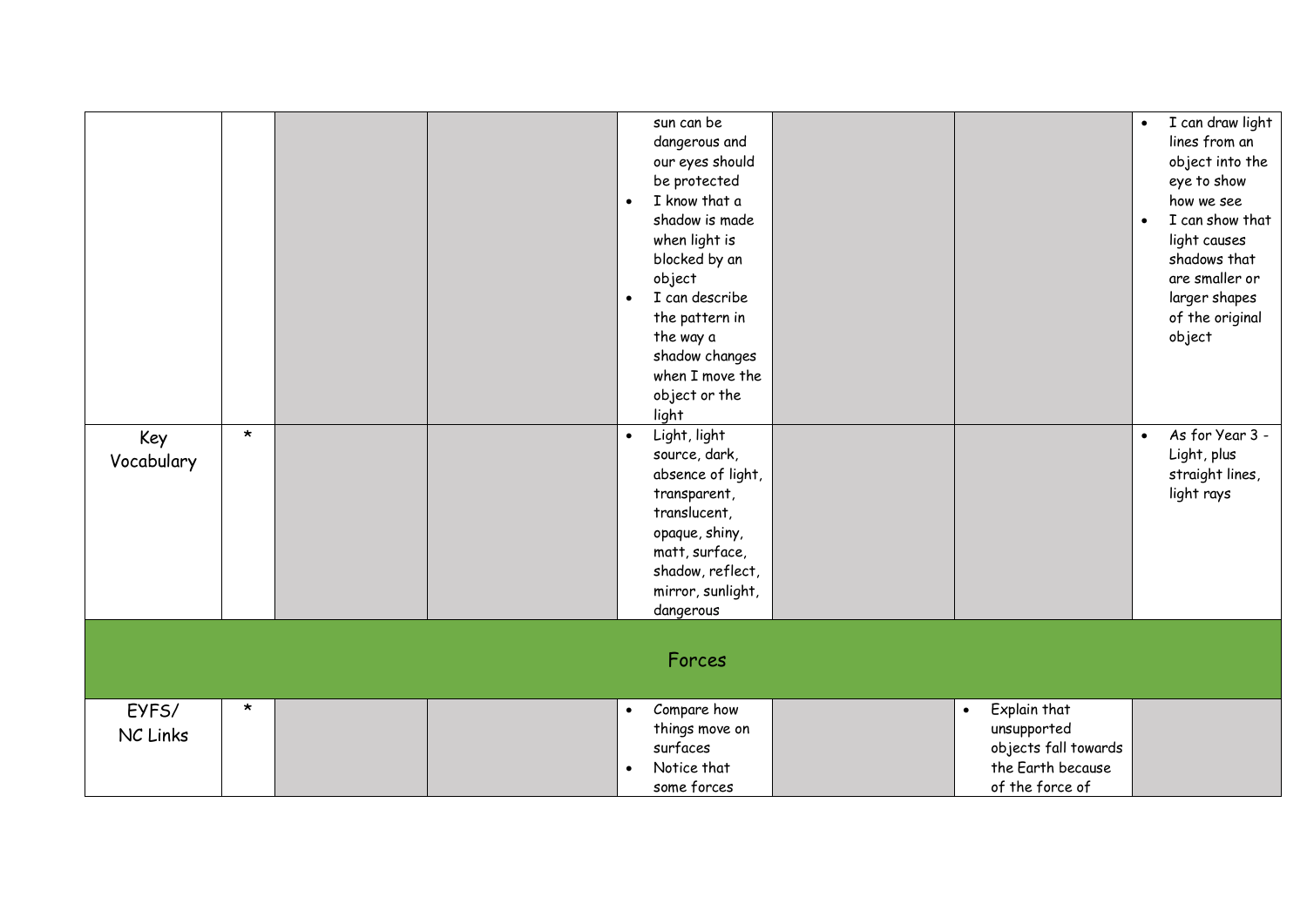| | | | | | | | |
|---|---|---|---|---|---|---|---|
| | | | | • sun can be dangerous and our eyes should be protected<br>• I know that a shadow is made when light is blocked by an object<br>• I can describe the pattern in the way a shadow changes when I move the object or the light | | | • I can draw light lines from an object into the eye to show how we see<br>• I can show that light causes shadows that are smaller or larger shapes of the original object |
| Key Vocabulary | * | | | • Light, light source, dark, absence of light, transparent, translucent, opaque, shiny, matt, surface, shadow, reflect, mirror, sunlight, dangerous | | | • As for Year 3 - Light, plus straight lines, light rays |
| **Forces** | | | | | | | |
| EYFS/ NC Links | * | | | • Compare how things move on surfaces<br>• Notice that some forces | | • Explain that unsupported objects fall towards the Earth because of the force of | |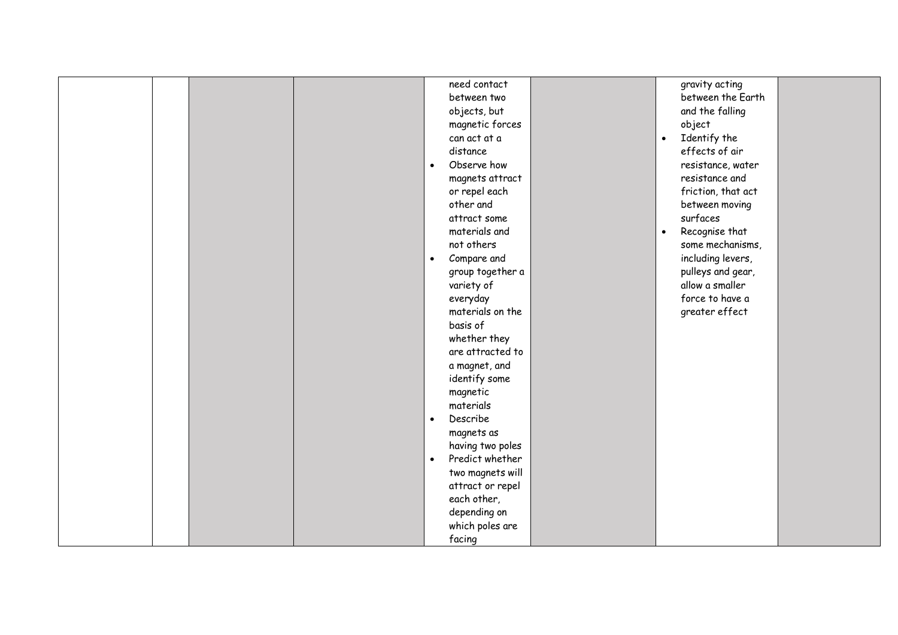| | | | | | | | |
|---|---|---|---|---|---|---|---|
| | | | | need contact between two objects, but magnetic forces can act at a distance<br>• Observe how magnets attract or repel each other and attract some materials and not others<br>• Compare and group together a variety of everyday materials on the basis of whether they are attracted to a magnet, and identify some magnetic materials<br>• Describe magnets as having two poles<br>• Predict whether two magnets will attract or repel each other, depending on which poles are facing | | gravity acting between the Earth and the falling object<br>• Identify the effects of air resistance, water resistance and friction, that act between moving surfaces<br>• Recognise that some mechanisms, including levers, pulleys and gear, allow a smaller force to have a greater effect | |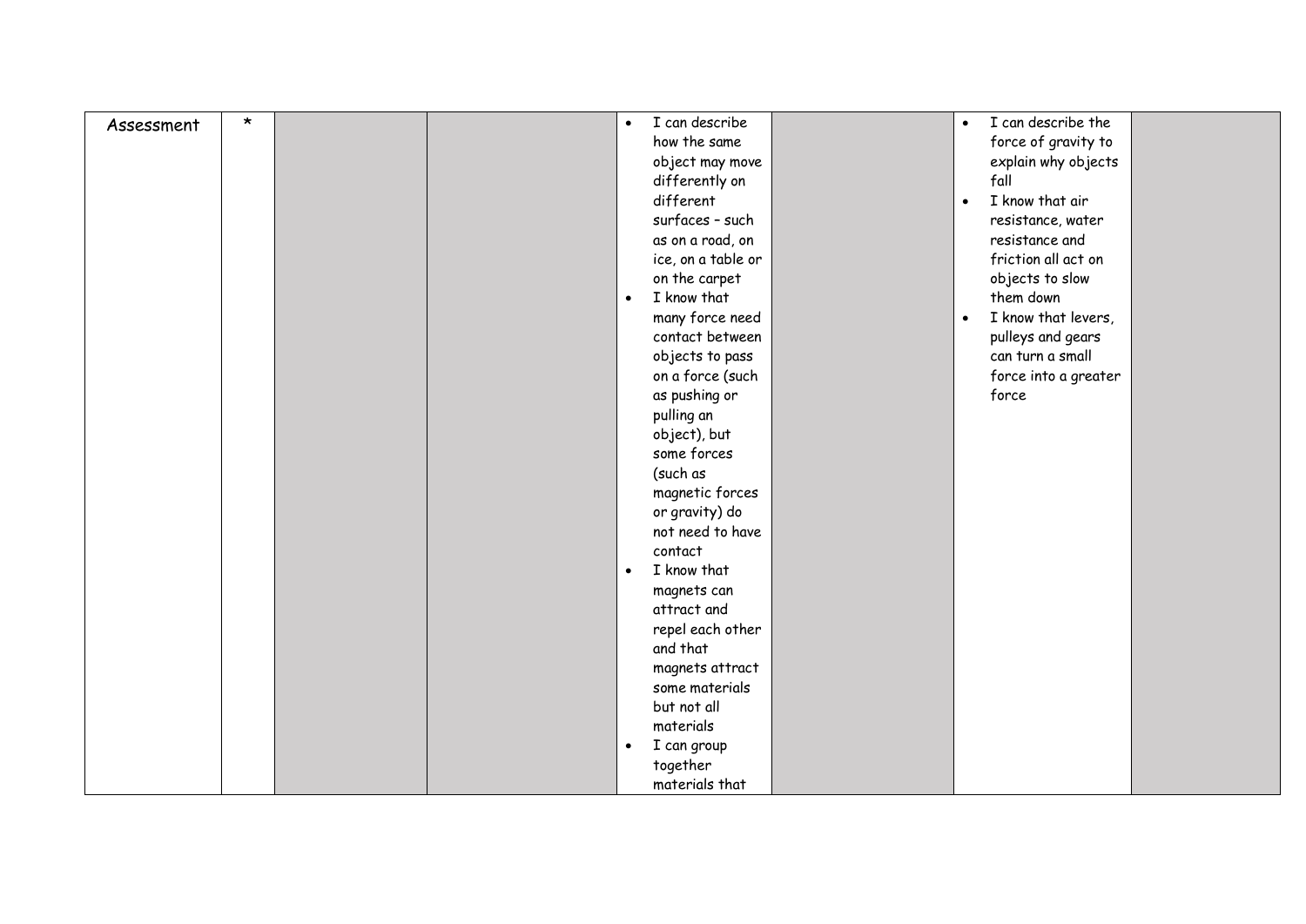| Assessment | * | | | <ul><li>I can describe how the same object may move differently on different surfaces – such as on a road, on ice, on a table or on the carpet</li><li>I know that many force need contact between objects to pass on a force (such as pushing or pulling an object), but some forces (such as magnetic forces or gravity) do not need to have contact</li><li>I know that magnets can attract and repel each other and that magnets attract some materials but not all materials</li><li>I can group together materials that</li></ul> | | <ul><li>I can describe the force of gravity to explain why objects fall</li><li>I know that air resistance, water resistance and friction all act on objects to slow them down</li><li>I know that levers, pulleys and gears can turn a small force into a greater force</li></ul> | |
|---|---|---|---|---|---|---|---|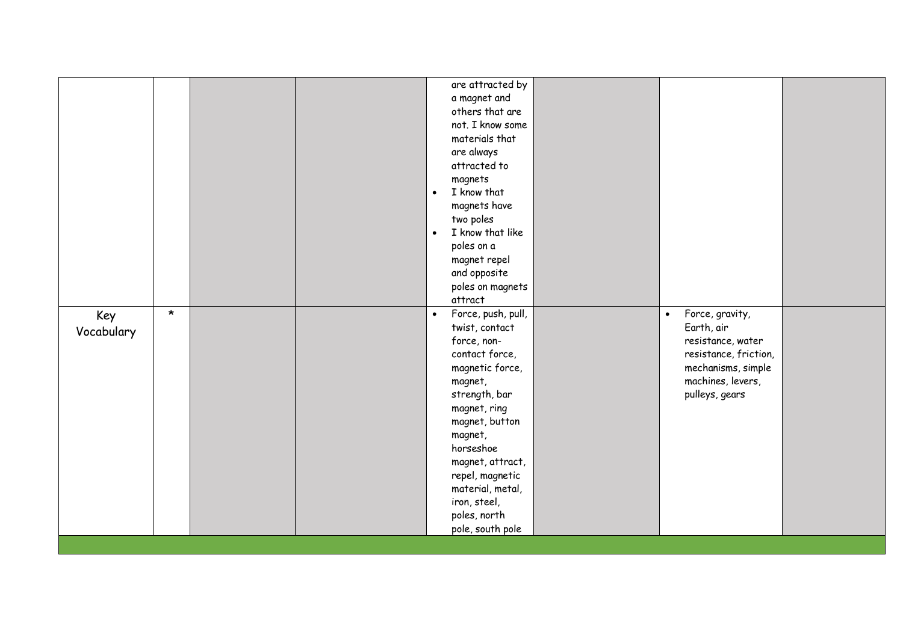| | | | | | | | |
|---|---|---|---|---|---|---|---|
| | | | | are attracted by a magnet and others that are not. I know some materials that are always attracted to magnets<br>• I know that magnets have two poles<br>• I know that like poles on a magnet repel and opposite poles on magnets attract | | | |
| Key Vocabulary | * | | | • Force, push, pull, twist, contact force, non-contact force, magnetic force, magnet, strength, bar magnet, ring magnet, button magnet, horseshoe magnet, attract, repel, magnetic material, metal, iron, steel, poles, north pole, south pole | | • Force, gravity, Earth, air resistance, water resistance, friction, mechanisms, simple machines, levers, pulleys, gears | |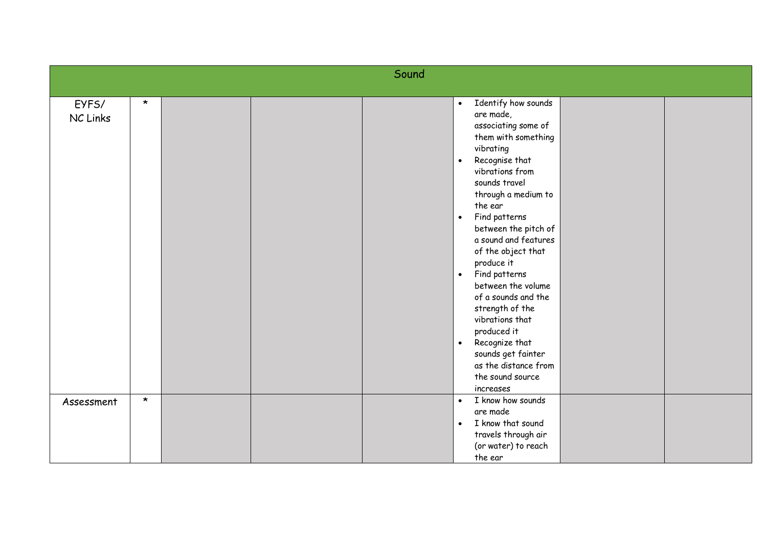| Sound | | | | | | | |
|---|---|---|---|---|---|---|---|
| EYFS/ NC Links | * | | | | • Identify how sounds are made, associating some of them with something vibrating<br>• Recognise that vibrations from sounds travel through a medium to the ear<br>• Find patterns between the pitch of a sound and features of the object that produce it<br>• Find patterns between the volume of a sounds and the strength of the vibrations that produced it<br>• Recognize that sounds get fainter as the distance from the sound source increases | | |
| Assessment | * | | | | • I know how sounds are made<br>• I know that sound travels through air (or water) to reach the ear | | |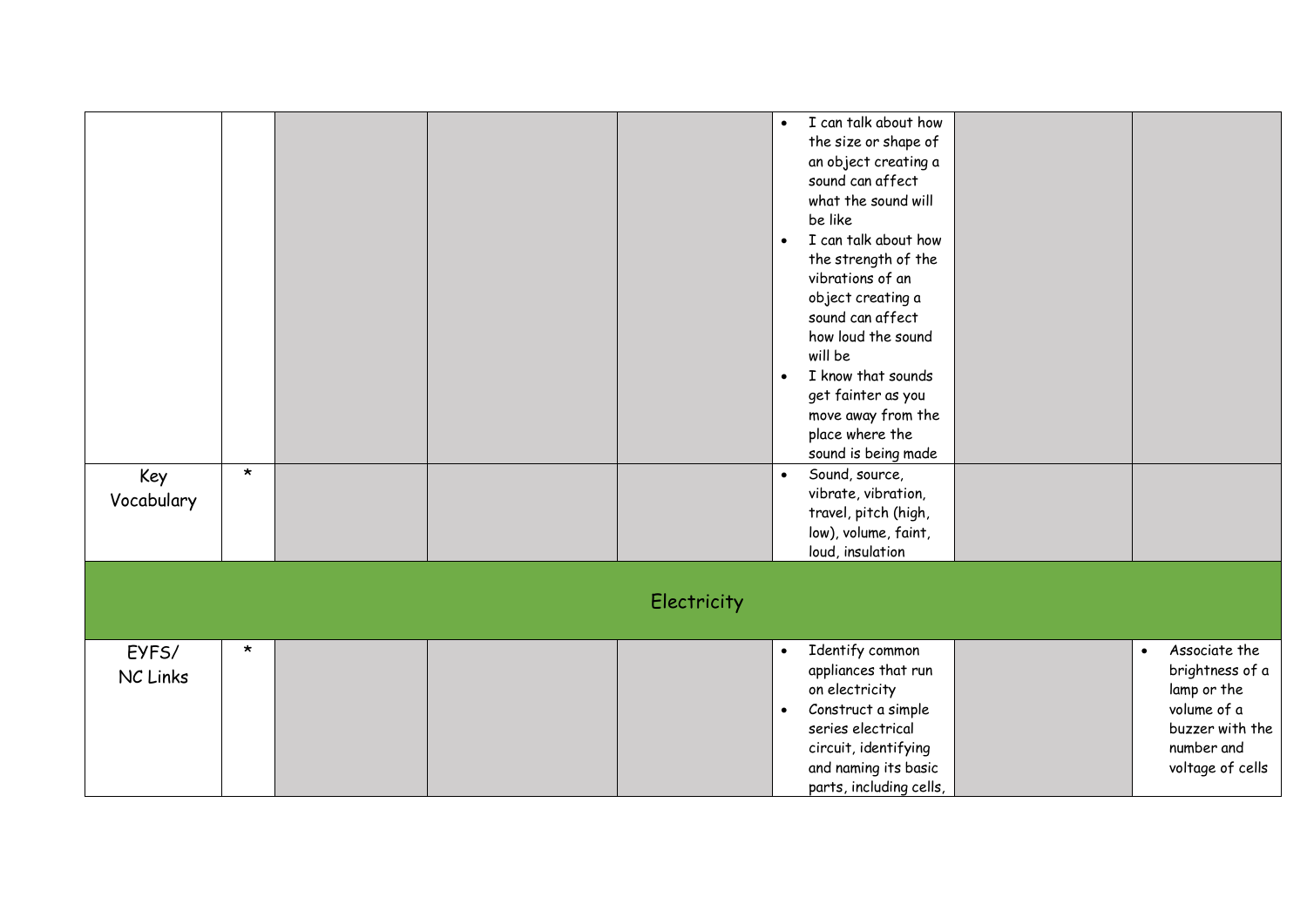|  |  |  |  |  |  |  |  |
|---|---|---|---|---|---|---|---|
|  |  |  |  |  | • I can talk about how the size or shape of an object creating a sound can affect what the sound will be like<br>• I can talk about how the strength of the vibrations of an object creating a sound can affect how loud the sound will be<br>• I know that sounds get fainter as you move away from the place where the sound is being made |  |  |
| Key Vocabulary | * |  |  |  | • Sound, source, vibrate, vibration, travel, pitch (high, low), volume, faint, loud, insulation |  |  |
| Electricity |  |  |  |  |  |  |  |
| EYFS/ NC Links | * |  |  |  | • Identify common appliances that run on electricity<br>• Construct a simple series electrical circuit, identifying and naming its basic parts, including cells, |  | • Associate the brightness of a lamp or the volume of a buzzer with the number and voltage of cells |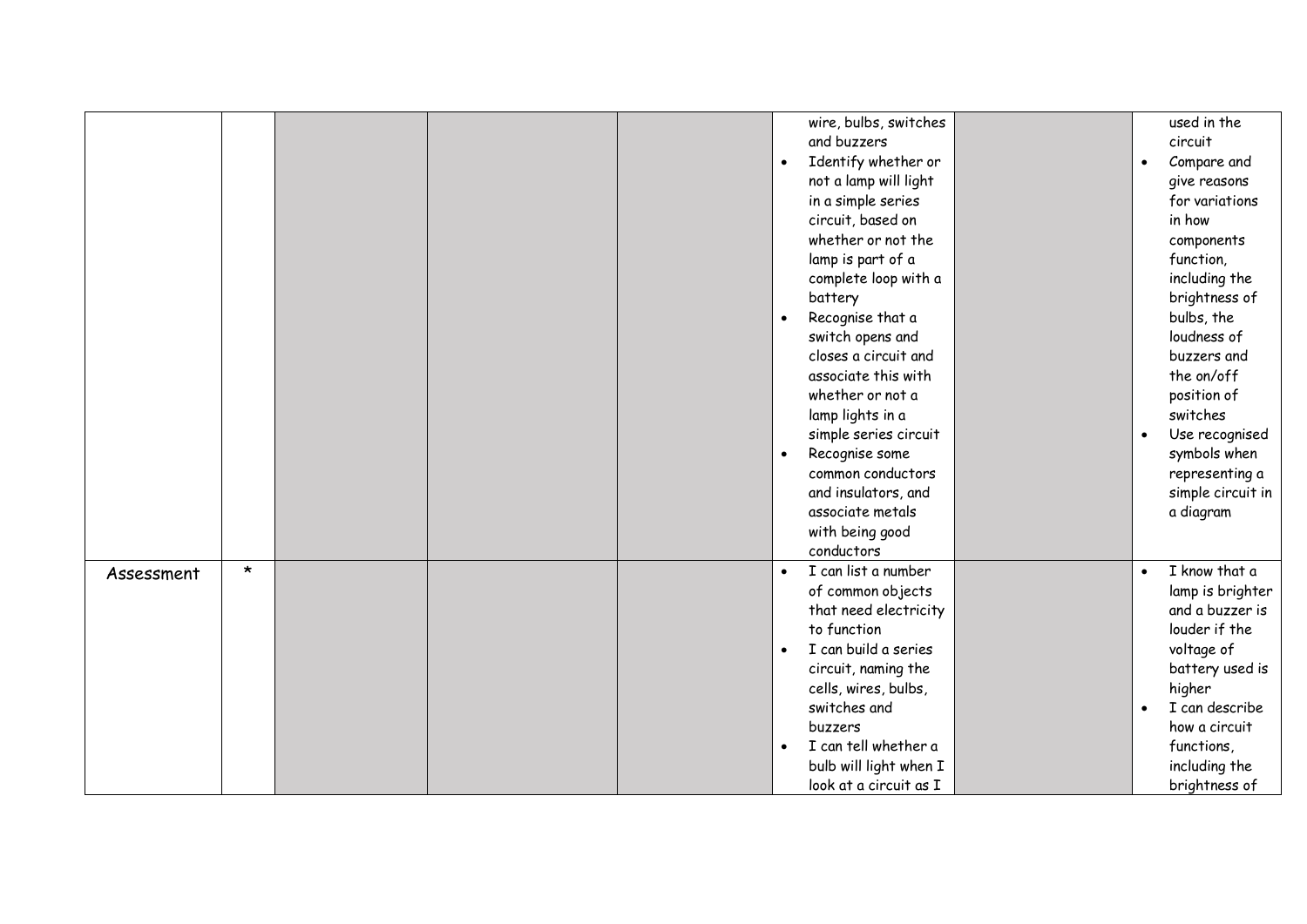| | | | | | | | |
|---|---|---|---|---|---|---|---|
| | | | | | • wire, bulbs, switches and buzzers<br>• Identify whether or not a lamp will light in a simple series circuit, based on whether or not the lamp is part of a complete loop with a battery<br>• Recognise that a switch opens and closes a circuit and associate this with whether or not a lamp lights in a simple series circuit<br>• Recognise some common conductors and insulators, and associate metals with being good conductors | | • used in the circuit<br>• Compare and give reasons for variations in how components function, including the brightness of bulbs, the loudness of buzzers and the on/off position of switches<br>• Use recognised symbols when representing a simple circuit in a diagram |
| Assessment | * | | | | • I can list a number of common objects that need electricity to function<br>• I can build a series circuit, naming the cells, wires, bulbs, switches and buzzers<br>• I can tell whether a bulb will light when I look at a circuit as I | | • I know that a lamp is brighter and a buzzer is louder if the voltage of battery used is higher<br>• I can describe how a circuit functions, including the brightness of |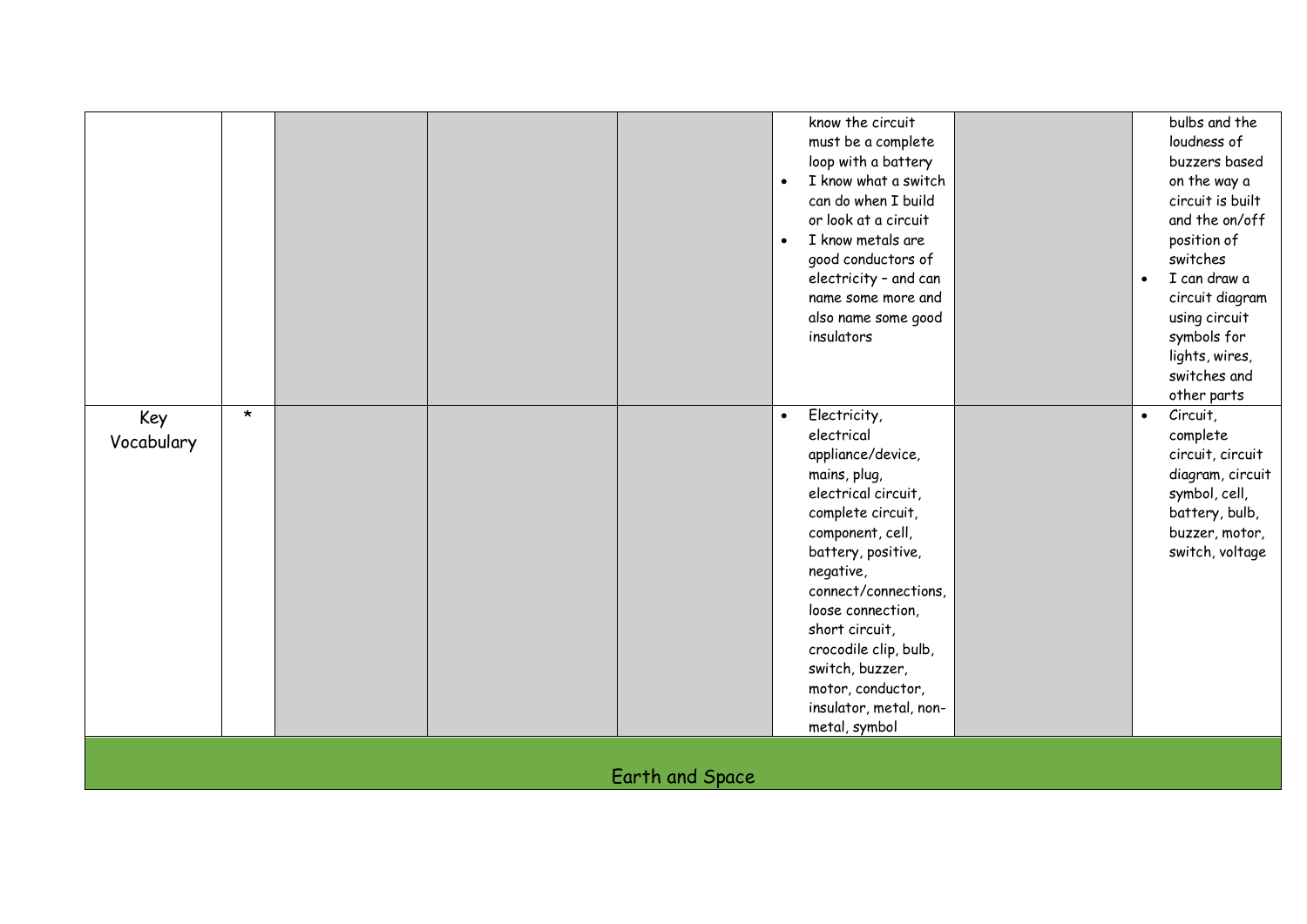|  |  |  |  |  |  |  |  |
|---|---|---|---|---|---|---|---|
|  |  |  |  |  | know the circuit must be a complete loop with a battery<br>• I know what a switch can do when I build or look at a circuit<br>• I know metals are good conductors of electricity – and can name some more and also name some good insulators |  | bulbs and the loudness of buzzers based on the way a circuit is built and the on/off position of switches<br>• I can draw a circuit diagram using circuit symbols for lights, wires, switches and other parts |
| Key Vocabulary | * |  |  |  | • Electricity, electrical appliance/device, mains, plug, electrical circuit, complete circuit, component, cell, battery, positive, negative, connect/connections, loose connection, short circuit, crocodile clip, bulb, switch, buzzer, motor, conductor, insulator, metal, non-metal, symbol |  | • Circuit, complete circuit, circuit diagram, circuit symbol, cell, battery, bulb, buzzer, motor, switch, voltage |

## Earth and Space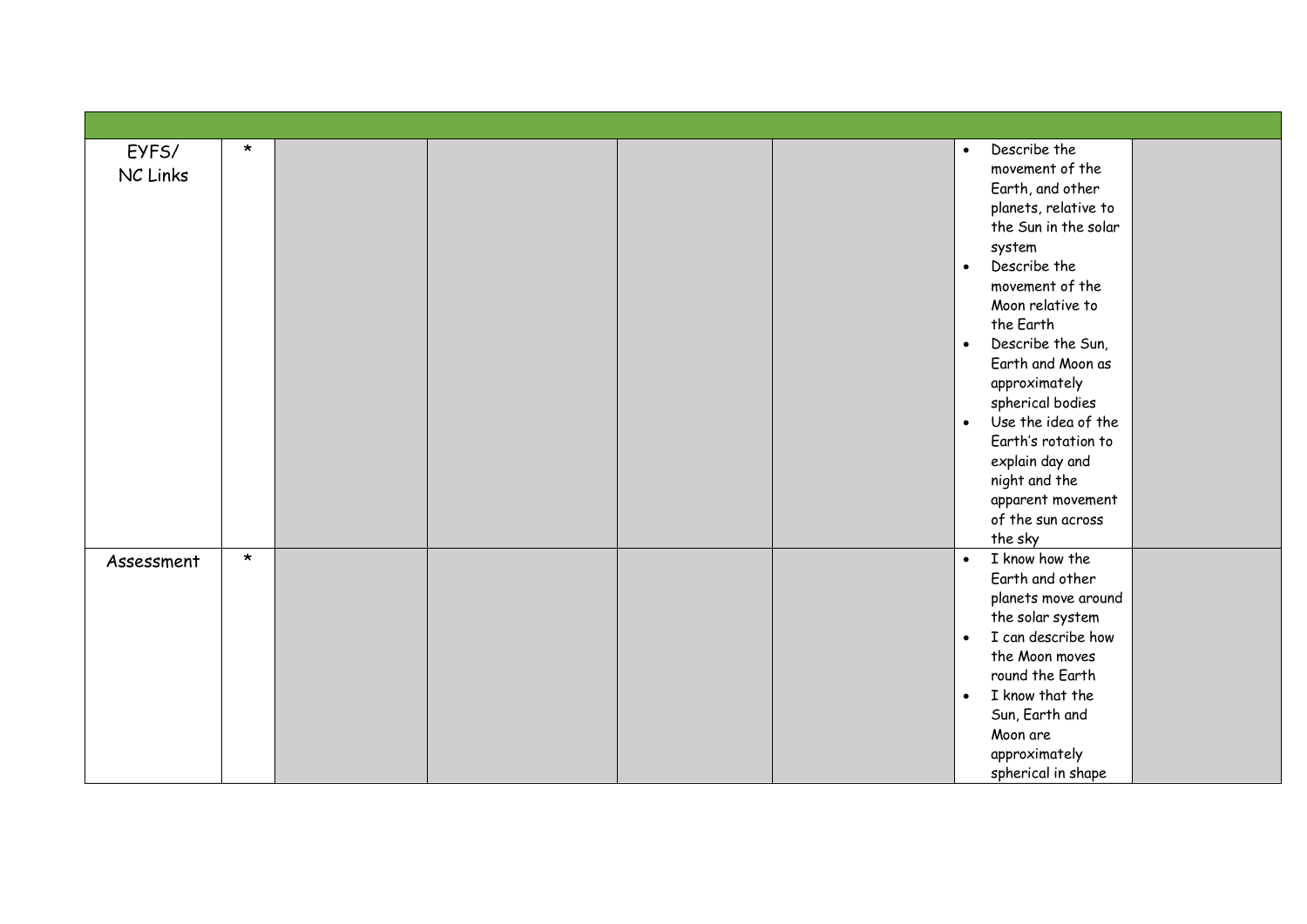| | | | | | | | |
|---|---|---|---|---|---|---|---|
| EYFS/ NC Links | * | | | | | • Describe the movement of the Earth, and other planets, relative to the Sun in the solar system<br>• Describe the movement of the Moon relative to the Earth<br>• Describe the Sun, Earth and Moon as approximately spherical bodies<br>• Use the idea of the Earth's rotation to explain day and night and the apparent movement of the sun across the sky | |
| Assessment | * | | | | | • I know how the Earth and other planets move around the solar system<br>• I can describe how the Moon moves round the Earth<br>• I know that the Sun, Earth and Moon are approximately spherical in shape | |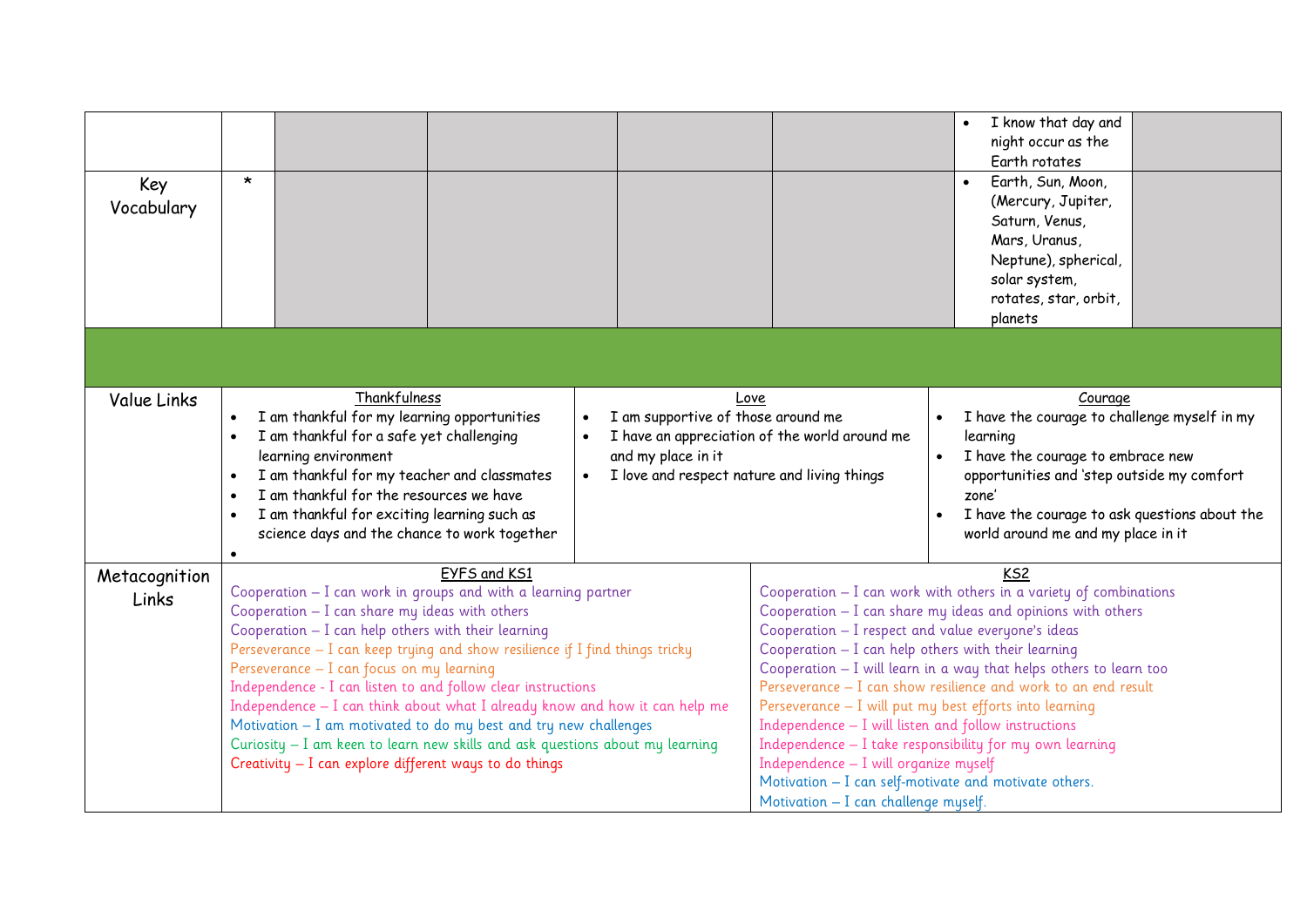| | | | | | | | |
|---|---|---|---|---|---|---|---|
| | | | | | | • I know that day and night occur as the Earth rotates | |
| Key Vocabulary | * | | | | | • Earth, Sun, Moon, (Mercury, Jupiter, Saturn, Venus, Mars, Uranus, Neptune), spherical, solar system, rotates, star, orbit, planets | |

| | | | |
|---|---|---|---|
| Value Links | Thankfulness<br>• I am thankful for my learning opportunities<br>• I am thankful for a safe yet challenging learning environment<br>• I am thankful for my teacher and classmates<br>• I am thankful for the resources we have<br>• I am thankful for exciting learning such as science days and the chance to work together<br>• | Love<br>• I am supportive of those around me<br>• I have an appreciation of the world around me and my place in it<br>• I love and respect nature and living things | Courage<br>• I have the courage to challenge myself in my learning<br>• I have the courage to embrace new opportunities and 'step outside my comfort zone'<br>• I have the courage to ask questions about the world around me and my place in it |

| | | |
|---|---|---|
| Metacognition Links | EYFS and KS1<br>Cooperation – I can work in groups and with a learning partner<br>Cooperation – I can share my ideas with others<br>Cooperation – I can help others with their learning<br>Perseverance – I can keep trying and show resilience if I find things tricky<br>Perseverance – I can focus on my learning<br>Independence - I can listen to and follow clear instructions<br>Independence – I can think about what I already know and how it can help me<br>Motivation – I am motivated to do my best and try new challenges<br>Curiosity – I am keen to learn new skills and ask questions about my learning<br>Creativity – I can explore different ways to do things | KS2<br>Cooperation – I can work with others in a variety of combinations<br>Cooperation – I can share my ideas and opinions with others<br>Cooperation – I respect and value everyone's ideas<br>Cooperation – I can help others with their learning<br>Cooperation – I will learn in a way that helps others to learn too<br>Perseverance – I can show resilience and work to an end result<br>Perseverance – I will put my best efforts into learning<br>Independence – I will listen and follow instructions<br>Independence – I take responsibility for my own learning<br>Independence – I will organize myself<br>Motivation – I can self-motivate and motivate others.<br>Motivation – I can challenge myself. |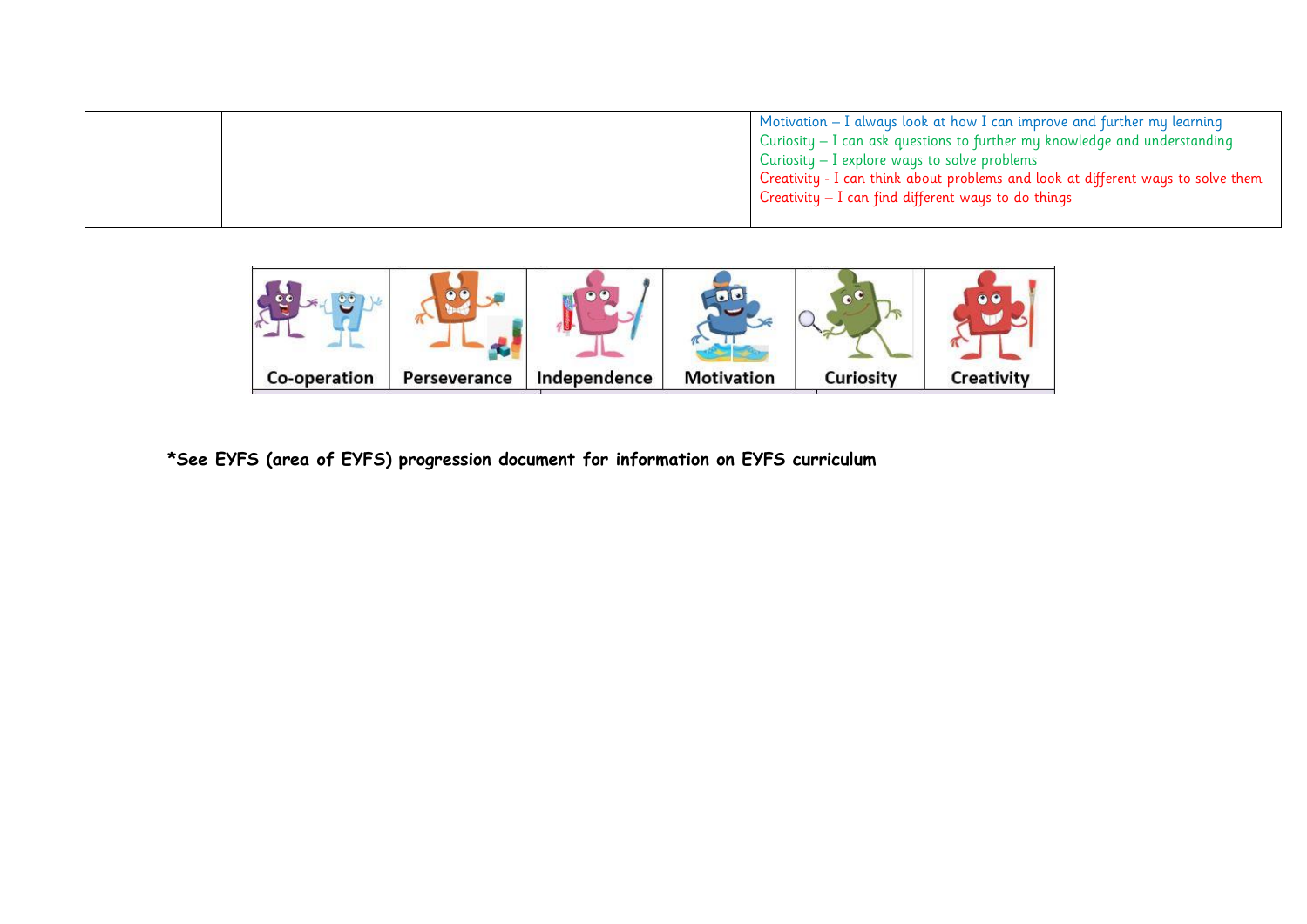| | | |
|---|---|---|
| | | Motivation – I always look at how I can improve and further my learning<br>Curiosity – I can ask questions to further my knowledge and understanding<br>Curiosity – I explore ways to solve problems<br>Creativity - I can think about problems and look at different ways to solve them<br>Creativity – I can find different ways to do things |

| | | | | | |
|---|---|---|---|---|---|
| Co-operation | Perseverance | Independence | Motivation | Curiosity | Creativity |

**\*See EYFS (area of EYFS) progression document for information on EYFS curriculum**